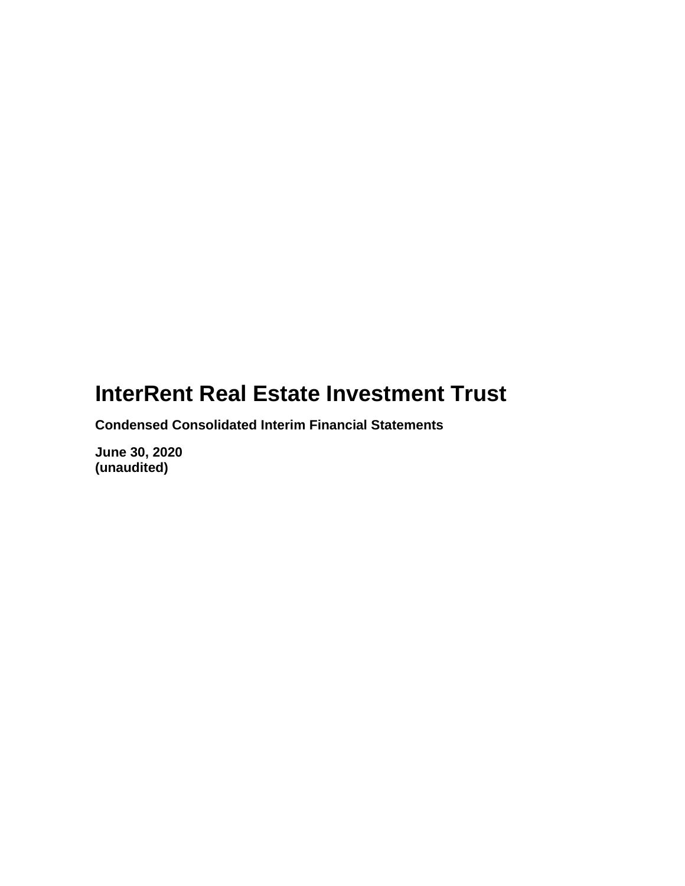# InterRent Real Estate Investment Trust

**Condensed Consolidated Interim Financial Statements**

**June 30, 2020**
**(unaudited)**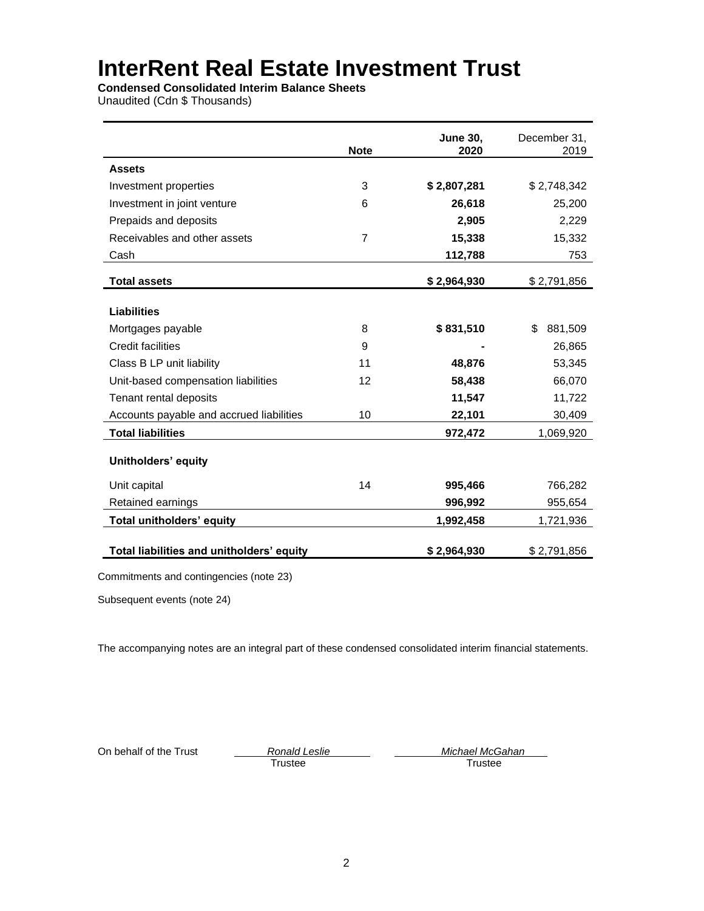# InterRent Real Estate Investment Trust

**Condensed Consolidated Interim Balance Sheets**
Unaudited (Cdn $ Thousands)

| | Note | **June 30, 2020** | December 31, 2019 |
|---|---|---|---|
| **Assets** | | | |
| Investment properties | 3 | **$ 2,807,281** | $ 2,748,342 |
| Investment in joint venture | 6 | **26,618** | 25,200 |
| Prepaids and deposits | | **2,905** | 2,229 |
| Receivables and other assets | 7 | **15,338** | 15,332 |
| Cash | | **112,788** | 753 |
| **Total assets** | | **$ 2,964,930** | $ 2,791,856 |
| **Liabilities** | | | |
| Mortgages payable | 8 | **$ 831,510** | $ 881,509 |
| Credit facilities | 9 | **-** | 26,865 |
| Class B LP unit liability | 11 | **48,876** | 53,345 |
| Unit-based compensation liabilities | 12 | **58,438** | 66,070 |
| Tenant rental deposits | | **11,547** | 11,722 |
| Accounts payable and accrued liabilities | 10 | **22,101** | 30,409 |
| **Total liabilities** | | **972,472** | 1,069,920 |
| **Unitholders' equity** | | | |
| Unit capital | 14 | **995,466** | 766,282 |
| Retained earnings | | **996,992** | 955,654 |
| **Total unitholders' equity** | | **1,992,458** | 1,721,936 |
| **Total liabilities and unitholders' equity** | | **$ 2,964,930** | $ 2,791,856 |

Commitments and contingencies (note 23)

Subsequent events (note 24)

The accompanying notes are an integral part of these condensed consolidated interim financial statements.

On behalf of the Trust

*Ronald Leslie*
Trustee

*Michael McGahan*
Trustee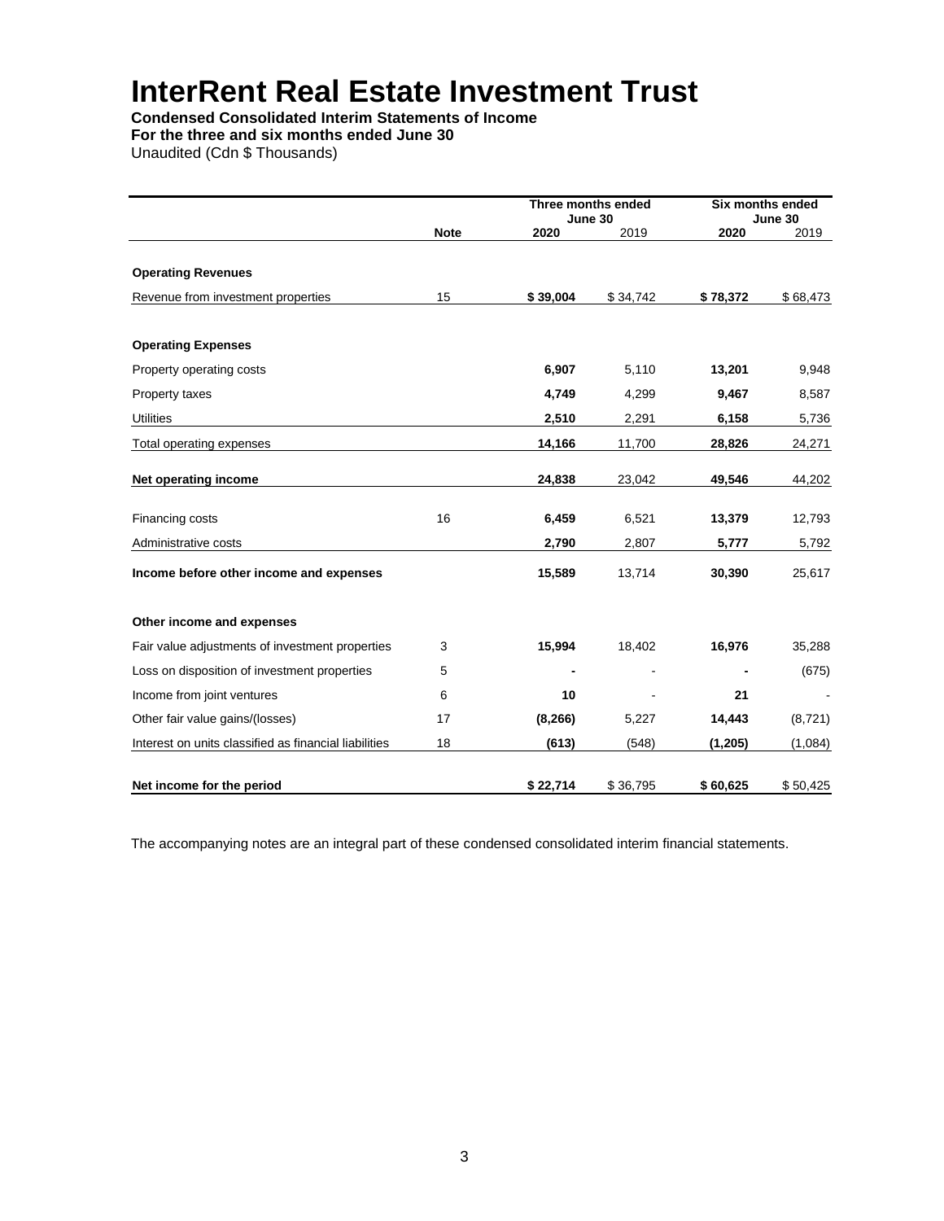# InterRent Real Estate Investment Trust

**Condensed Consolidated Interim Statements of Income**
**For the three and six months ended June 30**
Unaudited (Cdn $ Thousands)

| | Note | Three months ended June 30 | | Six months ended June 30 | |
|---|---|---|---|---|---|
| | | **2020** | 2019 | **2020** | 2019 |
| **Operating Revenues** | | | | | |
| Revenue from investment properties | 15 | **$ 39,004** | $ 34,742 | **$ 78,372** | $ 68,473 |
| **Operating Expenses** | | | | | |
| Property operating costs | | **6,907** | 5,110 | **13,201** | 9,948 |
| Property taxes | | **4,749** | 4,299 | **9,467** | 8,587 |
| Utilities | | **2,510** | 2,291 | **6,158** | 5,736 |
| Total operating expenses | | **14,166** | 11,700 | **28,826** | 24,271 |
| **Net operating income** | | **24,838** | 23,042 | **49,546** | 44,202 |
| Financing costs | 16 | **6,459** | 6,521 | **13,379** | 12,793 |
| Administrative costs | | **2,790** | 2,807 | **5,777** | 5,792 |
| **Income before other income and expenses** | | **15,589** | 13,714 | **30,390** | 25,617 |
| **Other income and expenses** | | | | | |
| Fair value adjustments of investment properties | 3 | **15,994** | 18,402 | **16,976** | 35,288 |
| Loss on disposition of investment properties | 5 | **-** | - | **-** | (675) |
| Income from joint ventures | 6 | **10** | - | **21** | - |
| Other fair value gains/(losses) | 17 | **(8,266)** | 5,227 | **14,443** | (8,721) |
| Interest on units classified as financial liabilities | 18 | **(613)** | (548) | **(1,205)** | (1,084) |
| **Net income for the period** | | **$ 22,714** | $ 36,795 | **$ 60,625** | $ 50,425 |

The accompanying notes are an integral part of these condensed consolidated interim financial statements.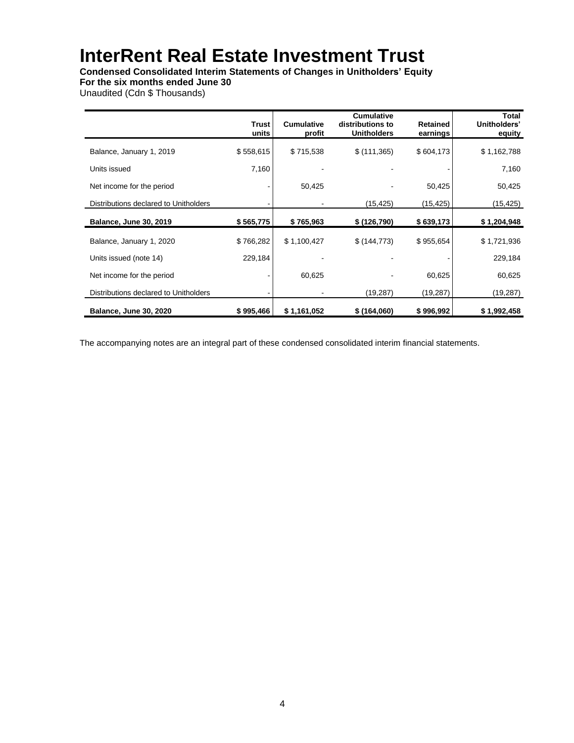# InterRent Real Estate Investment Trust

**Condensed Consolidated Interim Statements of Changes in Unitholders' Equity**
**For the six months ended June 30**
Unaudited (Cdn $ Thousands)

| | Trust units | Cumulative profit | Cumulative distributions to Unitholders | Retained earnings | Total Unitholders' equity |
|---|---|---|---|---|---|
| Balance, January 1, 2019 | $ 558,615 | $ 715,538 | $ (111,365) | $ 604,173 | $ 1,162,788 |
| Units issued | 7,160 | - | - | - | 7,160 |
| Net income for the period | - | 50,425 | - | 50,425 | 50,425 |
| Distributions declared to Unitholders | - | - | (15,425) | (15,425) | (15,425) |
| **Balance, June 30, 2019** | **$ 565,775** | **$ 765,963** | **$ (126,790)** | **$ 639,173** | **$ 1,204,948** |
| Balance, January 1, 2020 | $ 766,282 | $ 1,100,427 | $ (144,773) | $ 955,654 | $ 1,721,936 |
| Units issued (note 14) | 229,184 | - | - | - | 229,184 |
| Net income for the period | - | 60,625 | - | 60,625 | 60,625 |
| Distributions declared to Unitholders | - | - | (19,287) | (19,287) | (19,287) |
| **Balance, June 30, 2020** | **$ 995,466** | **$ 1,161,052** | **$ (164,060)** | **$ 996,992** | **$ 1,992,458** |

The accompanying notes are an integral part of these condensed consolidated interim financial statements.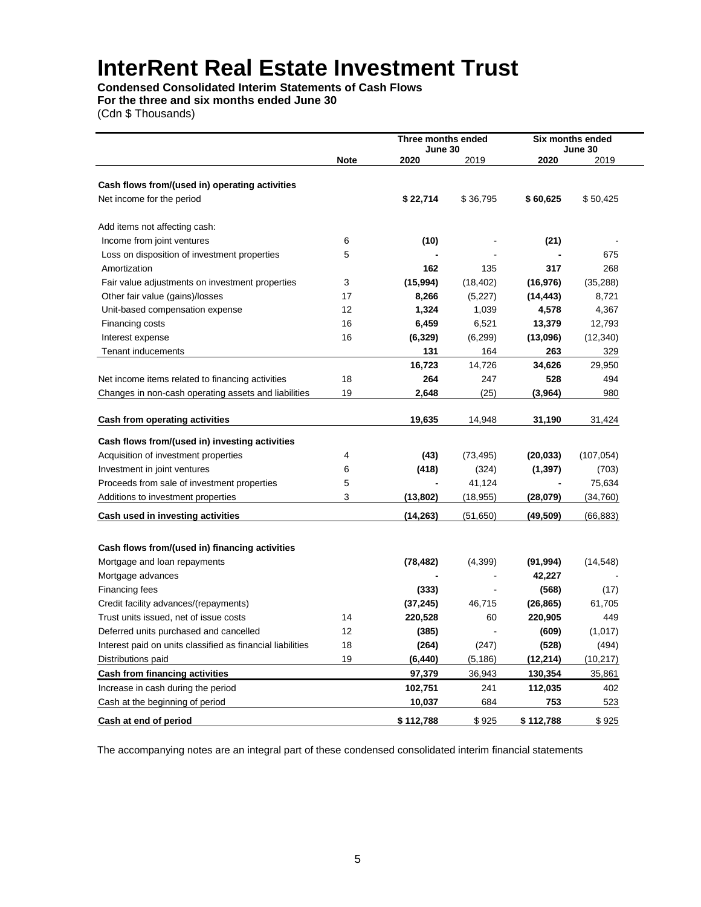# InterRent Real Estate Investment Trust

**Condensed Consolidated Interim Statements of Cash Flows**
**For the three and six months ended June 30**
(Cdn $ Thousands)

| | Note | Three months ended June 30 | | Six months ended June 30 | |
|---|---|---|---|---|---|
| | | **2020** | 2019 | **2020** | 2019 |
| **Cash flows from/(used in) operating activities** | | | | | |
| Net income for the period | | **$ 22,714** | $ 36,795 | **$ 60,625** | $ 50,425 |
| Add items not affecting cash: | | | | | |
| Income from joint ventures | 6 | **(10)** | - | **(21)** | - |
| Loss on disposition of investment properties | 5 | **-** | - | **-** | 675 |
| Amortization | | **162** | 135 | **317** | 268 |
| Fair value adjustments on investment properties | 3 | **(15,994)** | (18,402) | **(16,976)** | (35,288) |
| Other fair value (gains)/losses | 17 | **8,266** | (5,227) | **(14,443)** | 8,721 |
| Unit-based compensation expense | 12 | **1,324** | 1,039 | **4,578** | 4,367 |
| Financing costs | 16 | **6,459** | 6,521 | **13,379** | 12,793 |
| Interest expense | 16 | **(6,329)** | (6,299) | **(13,096)** | (12,340) |
| Tenant inducements | | **131** | 164 | **263** | 329 |
| | | **16,723** | 14,726 | **34,626** | 29,950 |
| Net income items related to financing activities | 18 | **264** | 247 | **528** | 494 |
| Changes in non-cash operating assets and liabilities | 19 | **2,648** | (25) | **(3,964)** | 980 |
| **Cash from operating activities** | | **19,635** | 14,948 | **31,190** | 31,424 |
| **Cash flows from/(used in) investing activities** | | | | | |
| Acquisition of investment properties | 4 | **(43)** | (73,495) | **(20,033)** | (107,054) |
| Investment in joint ventures | 6 | **(418)** | (324) | **(1,397)** | (703) |
| Proceeds from sale of investment properties | 5 | **-** | 41,124 | **-** | 75,634 |
| Additions to investment properties | 3 | **(13,802)** | (18,955) | **(28,079)** | (34,760) |
| **Cash used in investing activities** | | **(14,263)** | (51,650) | **(49,509)** | (66,883) |
| **Cash flows from/(used in) financing activities** | | | | | |
| Mortgage and loan repayments | | **(78,482)** | (4,399) | **(91,994)** | (14,548) |
| Mortgage advances | | **-** | - | **42,227** | - |
| Financing fees | | **(333)** | - | **(568)** | (17) |
| Credit facility advances/(repayments) | | **(37,245)** | 46,715 | **(26,865)** | 61,705 |
| Trust units issued, net of issue costs | 14 | **220,528** | 60 | **220,905** | 449 |
| Deferred units purchased and cancelled | 12 | **(385)** | - | **(609)** | (1,017) |
| Interest paid on units classified as financial liabilities | 18 | **(264)** | (247) | **(528)** | (494) |
| Distributions paid | 19 | **(6,440)** | (5,186) | **(12,214)** | (10,217) |
| **Cash from financing activities** | | **97,379** | 36,943 | **130,354** | 35,861 |
| Increase in cash during the period | | **102,751** | 241 | **112,035** | 402 |
| Cash at the beginning of period | | **10,037** | 684 | **753** | 523 |
| **Cash at end of period** | | **$ 112,788** | $ 925 | **$ 112,788** | $ 925 |

The accompanying notes are an integral part of these condensed consolidated interim financial statements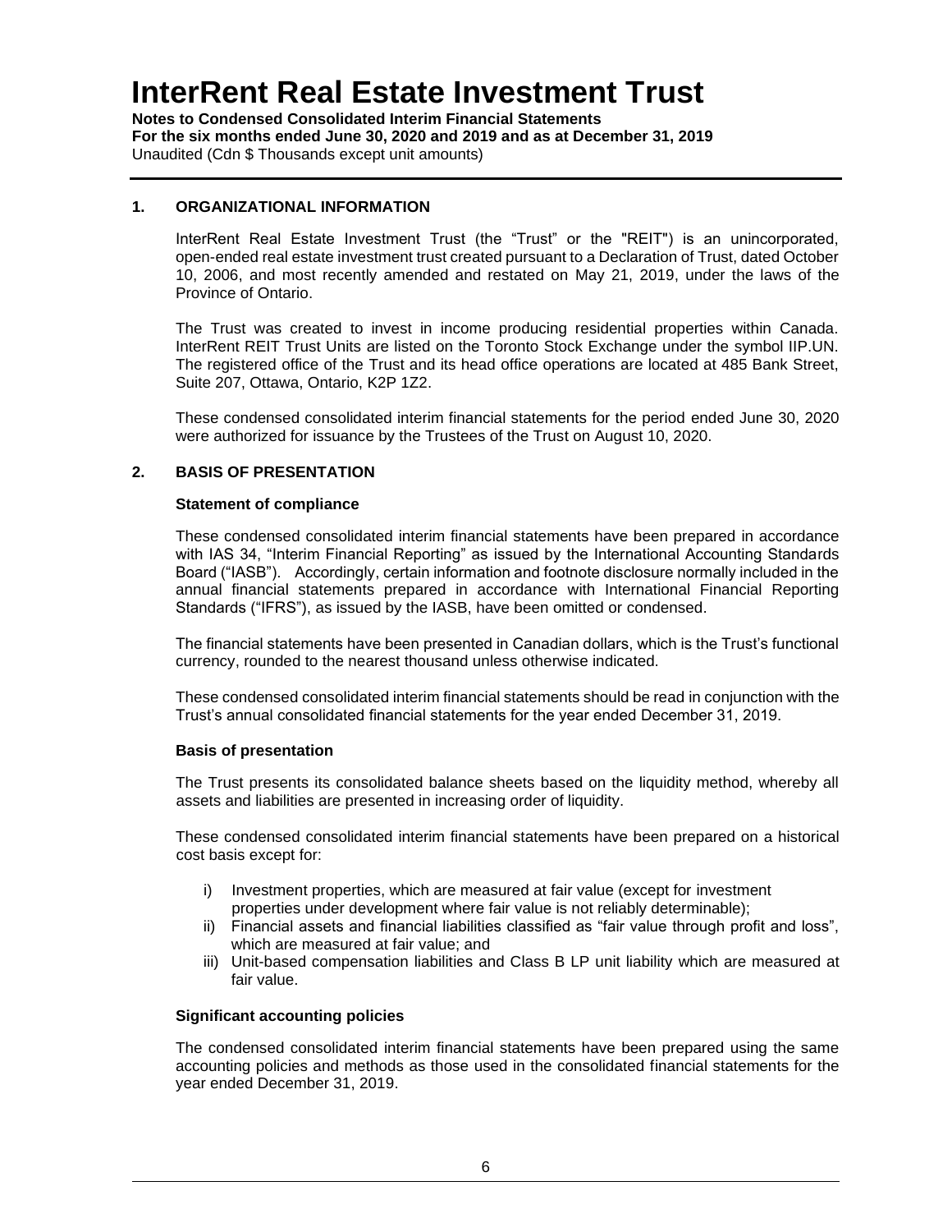## 1. ORGANIZATIONAL INFORMATION

InterRent Real Estate Investment Trust (the "Trust" or the "REIT") is an unincorporated, open-ended real estate investment trust created pursuant to a Declaration of Trust, dated October 10, 2006, and most recently amended and restated on May 21, 2019, under the laws of the Province of Ontario.

The Trust was created to invest in income producing residential properties within Canada. InterRent REIT Trust Units are listed on the Toronto Stock Exchange under the symbol IIP.UN. The registered office of the Trust and its head office operations are located at 485 Bank Street, Suite 207, Ottawa, Ontario, K2P 1Z2.

These condensed consolidated interim financial statements for the period ended June 30, 2020 were authorized for issuance by the Trustees of the Trust on August 10, 2020.

## 2. BASIS OF PRESENTATION

### Statement of compliance

These condensed consolidated interim financial statements have been prepared in accordance with IAS 34, "Interim Financial Reporting" as issued by the International Accounting Standards Board ("IASB"). Accordingly, certain information and footnote disclosure normally included in the annual financial statements prepared in accordance with International Financial Reporting Standards ("IFRS"), as issued by the IASB, have been omitted or condensed.

The financial statements have been presented in Canadian dollars, which is the Trust's functional currency, rounded to the nearest thousand unless otherwise indicated.

These condensed consolidated interim financial statements should be read in conjunction with the Trust's annual consolidated financial statements for the year ended December 31, 2019.

### Basis of presentation

The Trust presents its consolidated balance sheets based on the liquidity method, whereby all assets and liabilities are presented in increasing order of liquidity.

These condensed consolidated interim financial statements have been prepared on a historical cost basis except for:

i) Investment properties, which are measured at fair value (except for investment properties under development where fair value is not reliably determinable);
ii) Financial assets and financial liabilities classified as "fair value through profit and loss", which are measured at fair value; and
iii) Unit-based compensation liabilities and Class B LP unit liability which are measured at fair value.

### Significant accounting policies

The condensed consolidated interim financial statements have been prepared using the same accounting policies and methods as those used in the consolidated financial statements for the year ended December 31, 2019.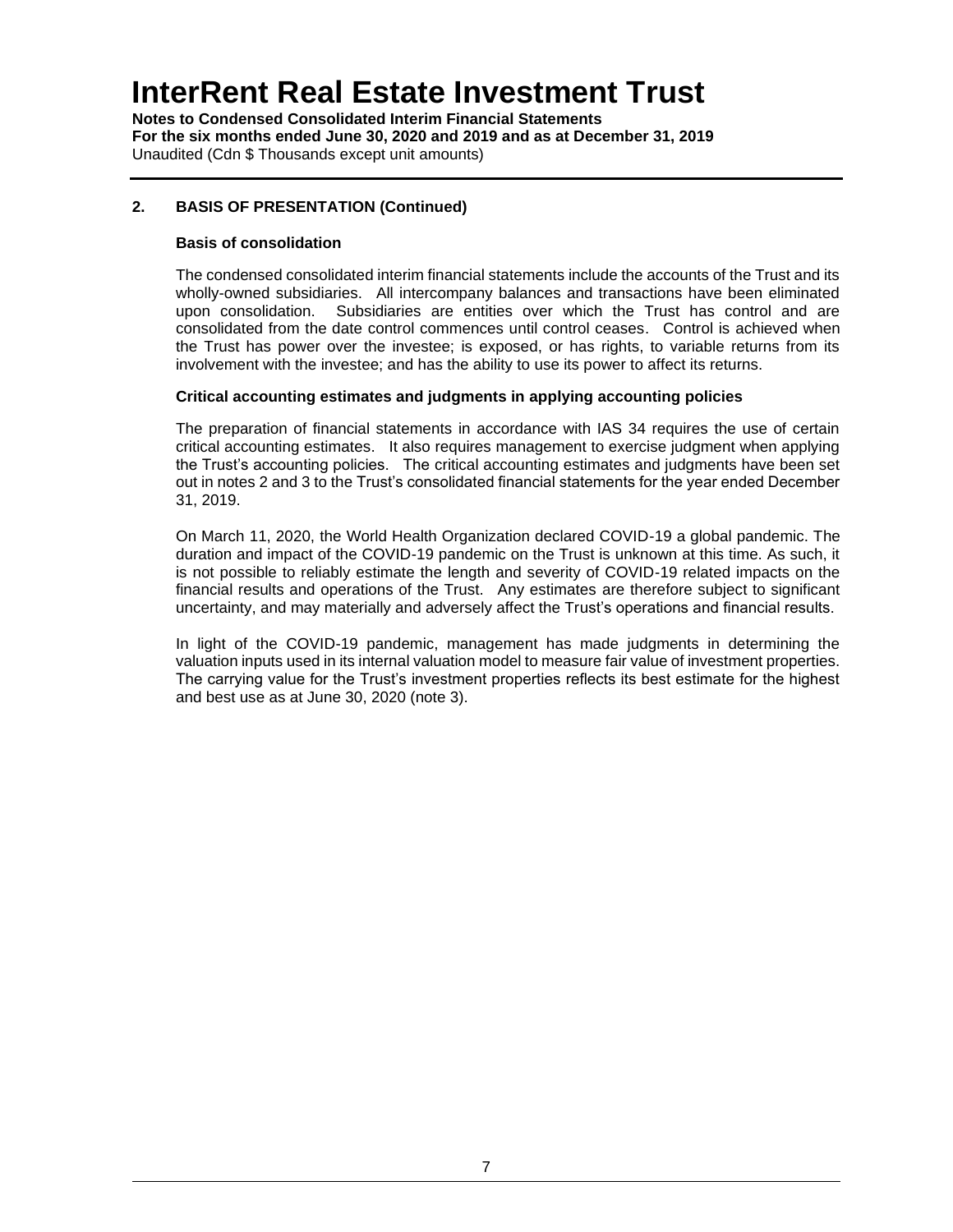## 2. BASIS OF PRESENTATION (Continued)

### Basis of consolidation

The condensed consolidated interim financial statements include the accounts of the Trust and its wholly-owned subsidiaries. All intercompany balances and transactions have been eliminated upon consolidation. Subsidiaries are entities over which the Trust has control and are consolidated from the date control commences until control ceases. Control is achieved when the Trust has power over the investee; is exposed, or has rights, to variable returns from its involvement with the investee; and has the ability to use its power to affect its returns.

### Critical accounting estimates and judgments in applying accounting policies

The preparation of financial statements in accordance with IAS 34 requires the use of certain critical accounting estimates. It also requires management to exercise judgment when applying the Trust's accounting policies. The critical accounting estimates and judgments have been set out in notes 2 and 3 to the Trust's consolidated financial statements for the year ended December 31, 2019.

On March 11, 2020, the World Health Organization declared COVID-19 a global pandemic. The duration and impact of the COVID-19 pandemic on the Trust is unknown at this time. As such, it is not possible to reliably estimate the length and severity of COVID-19 related impacts on the financial results and operations of the Trust. Any estimates are therefore subject to significant uncertainty, and may materially and adversely affect the Trust's operations and financial results.

In light of the COVID-19 pandemic, management has made judgments in determining the valuation inputs used in its internal valuation model to measure fair value of investment properties. The carrying value for the Trust's investment properties reflects its best estimate for the highest and best use as at June 30, 2020 (note 3).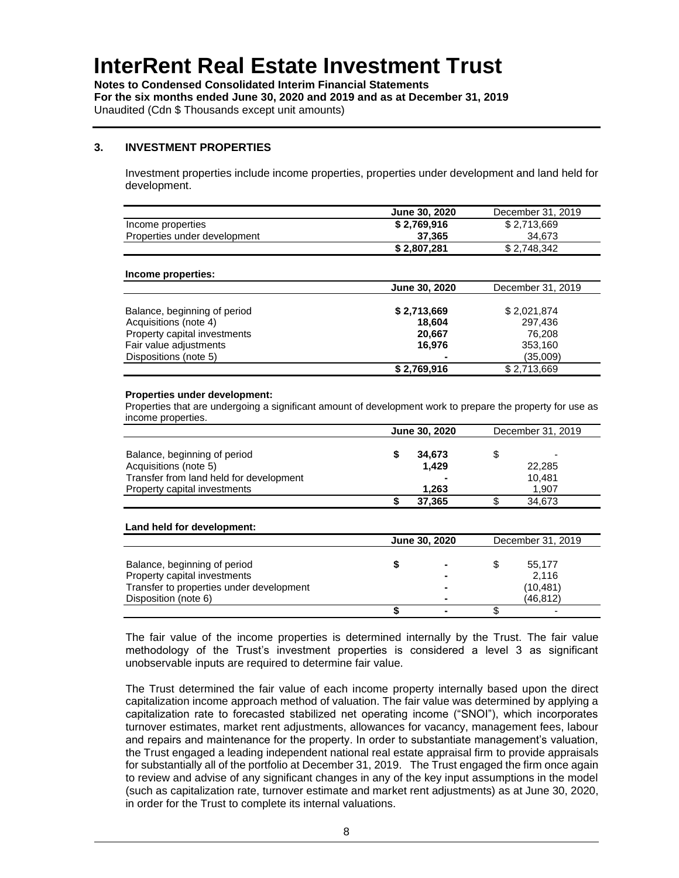# InterRent Real Estate Investment Trust

**Notes to Condensed Consolidated Interim Financial Statements**
**For the six months ended June 30, 2020 and 2019 and as at December 31, 2019**
Unaudited (Cdn $ Thousands except unit amounts)

## 3. INVESTMENT PROPERTIES

Investment properties include income properties, properties under development and land held for development.

| | **June 30, 2020** | December 31, 2019 |
|---|---|---|
| Income properties | **$ 2,769,916** | $ 2,713,669 |
| Properties under development | **37,365** | 34,673 |
| | **$ 2,807,281** | $ 2,748,342 |

**Income properties:**

| | **June 30, 2020** | December 31, 2019 |
|---|---|---|
| Balance, beginning of period | **$ 2,713,669** | $ 2,021,874 |
| Acquisitions (note 4) | **18,604** | 297,436 |
| Property capital investments | **20,667** | 76,208 |
| Fair value adjustments | **16,976** | 353,160 |
| Dispositions (note 5) | **-** | (35,009) |
| | **$ 2,769,916** | $ 2,713,669 |

**Properties under development:**

Properties that are undergoing a significant amount of development work to prepare the property for use as income properties.

| | **June 30, 2020** | December 31, 2019 |
|---|---|---|
| Balance, beginning of period | **$ 34,673** | $ - |
| Acquisitions (note 5) | **1,429** | 22,285 |
| Transfer from land held for development | **-** | 10,481 |
| Property capital investments | **1,263** | 1,907 |
| | **$ 37,365** | $ 34,673 |

**Land held for development:**

| | **June 30, 2020** | December 31, 2019 |
|---|---|---|
| Balance, beginning of period | **$ -** | $ 55,177 |
| Property capital investments | **-** | 2,116 |
| Transfer to properties under development | **-** | (10,481) |
| Disposition (note 6) | **-** | (46,812) |
| | **$ -** | $ - |

The fair value of the income properties is determined internally by the Trust. The fair value methodology of the Trust's investment properties is considered a level 3 as significant unobservable inputs are required to determine fair value.

The Trust determined the fair value of each income property internally based upon the direct capitalization income approach method of valuation. The fair value was determined by applying a capitalization rate to forecasted stabilized net operating income ("SNOI"), which incorporates turnover estimates, market rent adjustments, allowances for vacancy, management fees, labour and repairs and maintenance for the property. In order to substantiate management's valuation, the Trust engaged a leading independent national real estate appraisal firm to provide appraisals for substantially all of the portfolio at December 31, 2019. The Trust engaged the firm once again to review and advise of any significant changes in any of the key input assumptions in the model (such as capitalization rate, turnover estimate and market rent adjustments) as at June 30, 2020, in order for the Trust to complete its internal valuations.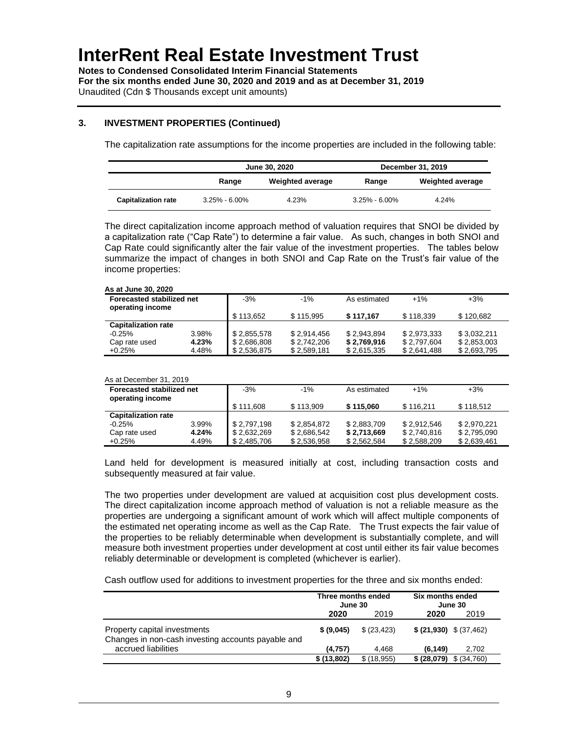# InterRent Real Estate Investment Trust

**Notes to Condensed Consolidated Interim Financial Statements**
**For the six months ended June 30, 2020 and 2019 and as at December 31, 2019**
Unaudited (Cdn $ Thousands except unit amounts)

## 3. INVESTMENT PROPERTIES (Continued)

The capitalization rate assumptions for the income properties are included in the following table:

| | June 30, 2020 | | December 31, 2019 | |
|---|---|---|---|---|
| | **Range** | **Weighted average** | **Range** | **Weighted average** |
| **Capitalization rate** | 3.25% - 6.00% | 4.23% | 3.25% - 6.00% | 4.24% |

The direct capitalization income approach method of valuation requires that SNOI be divided by a capitalization rate ("Cap Rate") to determine a fair value. As such, changes in both SNOI and Cap Rate could significantly alter the fair value of the investment properties. The tables below summarize the impact of changes in both SNOI and Cap Rate on the Trust's fair value of the income properties:

**As at June 30, 2020**

| **Forecasted stabilized net operating income** | | -3% | -1% | As estimated | +1% | +3% |
|---|---|---|---|---|---|---|
| | | $ 113,652 | $ 115,995 | **$ 117,167** | $ 118,339 | $ 120,682 |
| **Capitalization rate** | | | | | | |
| -0.25% | 3.98% | $ 2,855,578 | $ 2,914,456 | $ 2,943,894 | $ 2,973,333 | $ 3,032,211 |
| Cap rate used | **4.23%** | $ 2,686,808 | $ 2,742,206 | **$ 2,769,916** | $ 2,797,604 | $ 2,853,003 |
| +0.25% | 4.48% | $ 2,536,875 | $ 2,589,181 | $ 2,615,335 | $ 2,641,488 | $ 2,693,795 |

As at December 31, 2019

| **Forecasted stabilized net operating income** | | -3% | -1% | As estimated | +1% | +3% |
|---|---|---|---|---|---|---|
| | | $ 111,608 | $ 113,909 | **$ 115,060** | $ 116,211 | $ 118,512 |
| **Capitalization rate** | | | | | | |
| -0.25% | 3.99% | $ 2,797,198 | $ 2,854,872 | $ 2,883,709 | $ 2,912,546 | $ 2,970,221 |
| Cap rate used | **4.24%** | $ 2,632,269 | $ 2,686,542 | **$ 2,713,669** | $ 2,740,816 | $ 2,795,090 |
| +0.25% | 4.49% | $ 2,485,706 | $ 2,536,958 | $ 2,562,584 | $ 2,588,209 | $ 2,639,461 |

Land held for development is measured initially at cost, including transaction costs and subsequently measured at fair value.

The two properties under development are valued at acquisition cost plus development costs. The direct capitalization income approach method of valuation is not a reliable measure as the properties are undergoing a significant amount of work which will affect multiple components of the estimated net operating income as well as the Cap Rate. The Trust expects the fair value of the properties to be reliably determinable when development is substantially complete, and will measure both investment properties under development at cost until either its fair value becomes reliably determinable or development is completed (whichever is earlier).

Cash outflow used for additions to investment properties for the three and six months ended:

| | Three months ended June 30 | | Six months ended June 30 | |
|---|---|---|---|---|
| | **2020** | 2019 | **2020** | 2019 |
| Property capital investments | **$ (9,045)** | $ (23,423) | **$ (21,930)** | $ (37,462) |
| Changes in non-cash investing accounts payable and accrued liabilities | **(4,757)** | 4,468 | **(6,149)** | 2,702 |
| | **$ (13,802)** | $ (18,955) | **$ (28,079)** | $ (34,760) |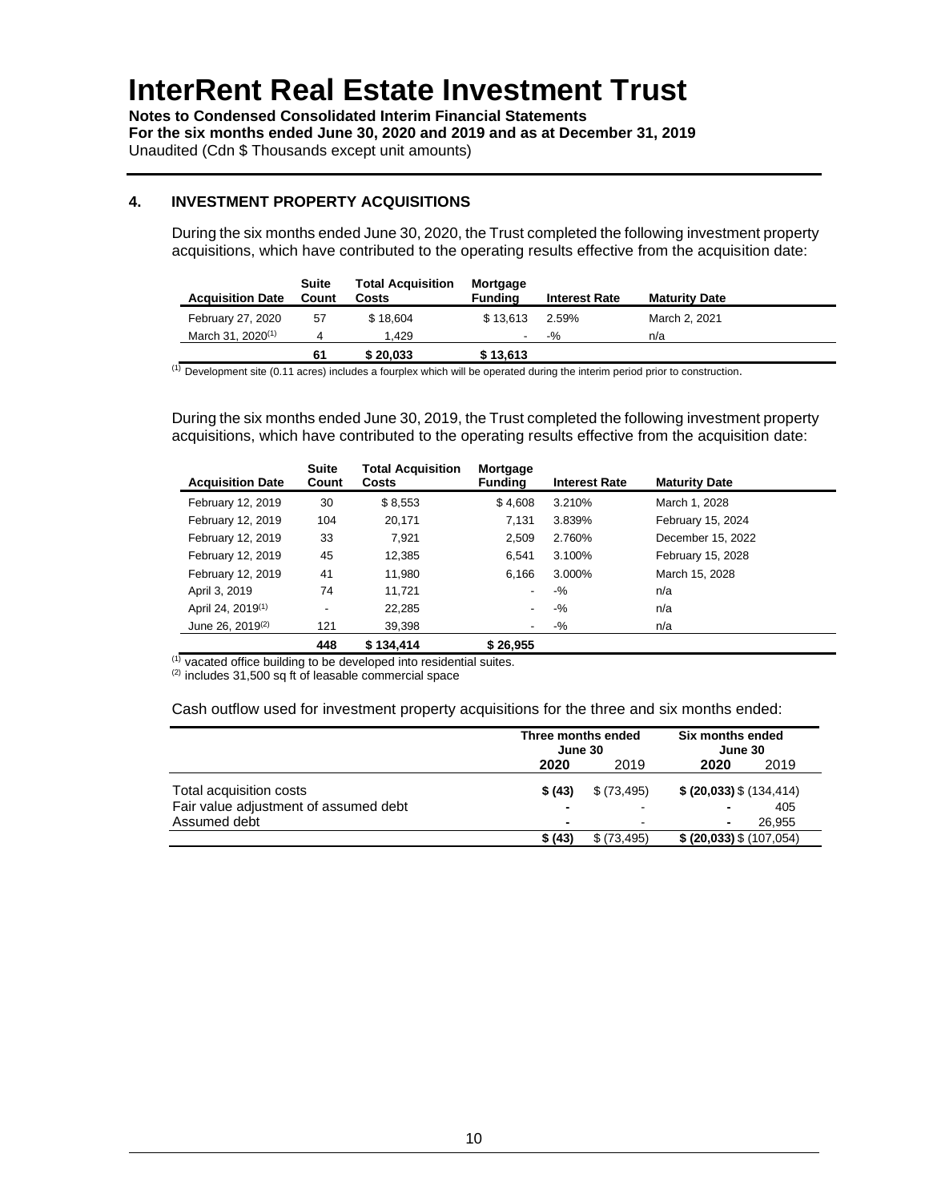# InterRent Real Estate Investment Trust

**Notes to Condensed Consolidated Interim Financial Statements**
**For the six months ended June 30, 2020 and 2019 and as at December 31, 2019**
Unaudited (Cdn $ Thousands except unit amounts)

## 4. INVESTMENT PROPERTY ACQUISITIONS

During the six months ended June 30, 2020, the Trust completed the following investment property acquisitions, which have contributed to the operating results effective from the acquisition date:

| Acquisition Date | Suite Count | Total Acquisition Costs | Mortgage Funding | Interest Rate | Maturity Date |
|---|---|---|---|---|---|
| February 27, 2020 | 57 | $ 18,604 | $ 13,613 | 2.59% | March 2, 2021 |
| March 31, 2020[1] | 4 | 1,429 | - | -% | n/a |
| | **61** | **$ 20,033** | **$ 13,613** | | |

[1] Development site (0.11 acres) includes a fourplex which will be operated during the interim period prior to construction.

During the six months ended June 30, 2019, the Trust completed the following investment property acquisitions, which have contributed to the operating results effective from the acquisition date:

| Acquisition Date | Suite Count | Total Acquisition Costs | Mortgage Funding | Interest Rate | Maturity Date |
|---|---|---|---|---|---|
| February 12, 2019 | 30 | $ 8,553 | $ 4,608 | 3.210% | March 1, 2028 |
| February 12, 2019 | 104 | 20,171 | 7,131 | 3.839% | February 15, 2024 |
| February 12, 2019 | 33 | 7,921 | 2,509 | 2.760% | December 15, 2022 |
| February 12, 2019 | 45 | 12,385 | 6,541 | 3.100% | February 15, 2028 |
| February 12, 2019 | 41 | 11,980 | 6,166 | 3.000% | March 15, 2028 |
| April 3, 2019 | 74 | 11,721 | - | -% | n/a |
| April 24, 2019[1] | - | 22,285 | - | -% | n/a |
| June 26, 2019[2] | 121 | 39,398 | - | -% | n/a |
| | **448** | **$ 134,414** | **$ 26,955** | | |

[1] vacated office building to be developed into residential suites.
[2] includes 31,500 sq ft of leasable commercial space

Cash outflow used for investment property acquisitions for the three and six months ended:

| | Three months ended June 30 | | Six months ended June 30 | |
|---|---|---|---|---|
| | **2020** | 2019 | **2020** | 2019 |
| Total acquisition costs | **$ (43)** | $ (73,495) | **$ (20,033)** | $ (134,414) |
| Fair value adjustment of assumed debt | **-** | - | **-** | 405 |
| Assumed debt | **-** | - | **-** | 26,955 |
| | **$ (43)** | $ (73,495) | **$ (20,033)** | $ (107,054) |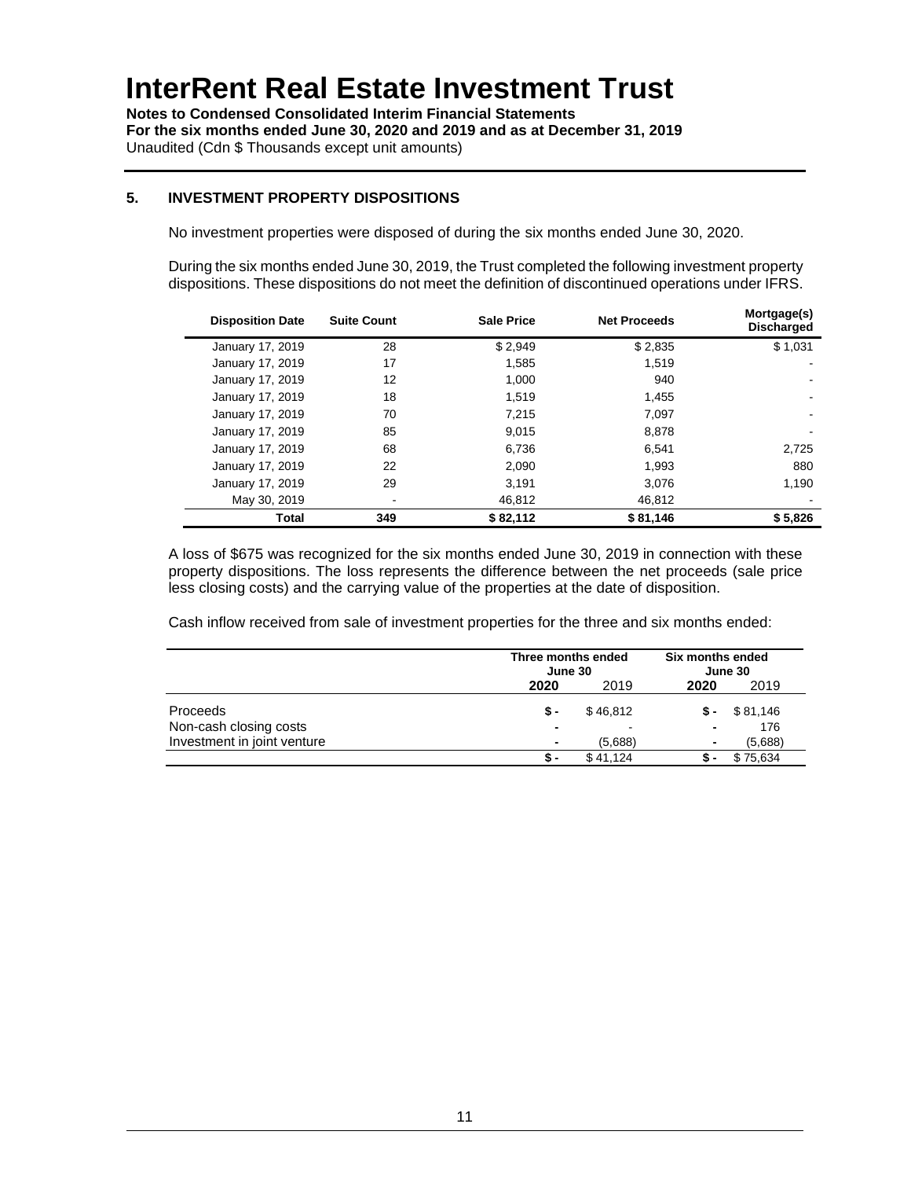# InterRent Real Estate Investment Trust

**Notes to Condensed Consolidated Interim Financial Statements**
**For the six months ended June 30, 2020 and 2019 and as at December 31, 2019**
Unaudited (Cdn $ Thousands except unit amounts)

## 5. INVESTMENT PROPERTY DISPOSITIONS

No investment properties were disposed of during the six months ended June 30, 2020.

During the six months ended June 30, 2019, the Trust completed the following investment property dispositions. These dispositions do not meet the definition of discontinued operations under IFRS.

| Disposition Date | Suite Count | Sale Price | Net Proceeds | Mortgage(s) Discharged |
|---|---|---|---|---|
| January 17, 2019 | 28 | $ 2,949 | $ 2,835 | $ 1,031 |
| January 17, 2019 | 17 | 1,585 | 1,519 | - |
| January 17, 2019 | 12 | 1,000 | 940 | - |
| January 17, 2019 | 18 | 1,519 | 1,455 | - |
| January 17, 2019 | 70 | 7,215 | 7,097 | - |
| January 17, 2019 | 85 | 9,015 | 8,878 | - |
| January 17, 2019 | 68 | 6,736 | 6,541 | 2,725 |
| January 17, 2019 | 22 | 2,090 | 1,993 | 880 |
| January 17, 2019 | 29 | 3,191 | 3,076 | 1,190 |
| May 30, 2019 | - | 46,812 | 46,812 | - |
| **Total** | **349** | **$ 82,112** | **$ 81,146** | **$ 5,826** |

A loss of $675 was recognized for the six months ended June 30, 2019 in connection with these property dispositions. The loss represents the difference between the net proceeds (sale price less closing costs) and the carrying value of the properties at the date of disposition.

Cash inflow received from sale of investment properties for the three and six months ended:

| | Three months ended June 30 | | Six months ended June 30 | |
|---|---|---|---|---|
| | **2020** | 2019 | **2020** | 2019 |
| Proceeds | **$ -** | $ 46,812 | **$ -** | $ 81,146 |
| Non-cash closing costs | **-** | - | **-** | 176 |
| Investment in joint venture | **-** | (5,688) | **-** | (5,688) |
| | **$ -** | $ 41,124 | **$ -** | $ 75,634 |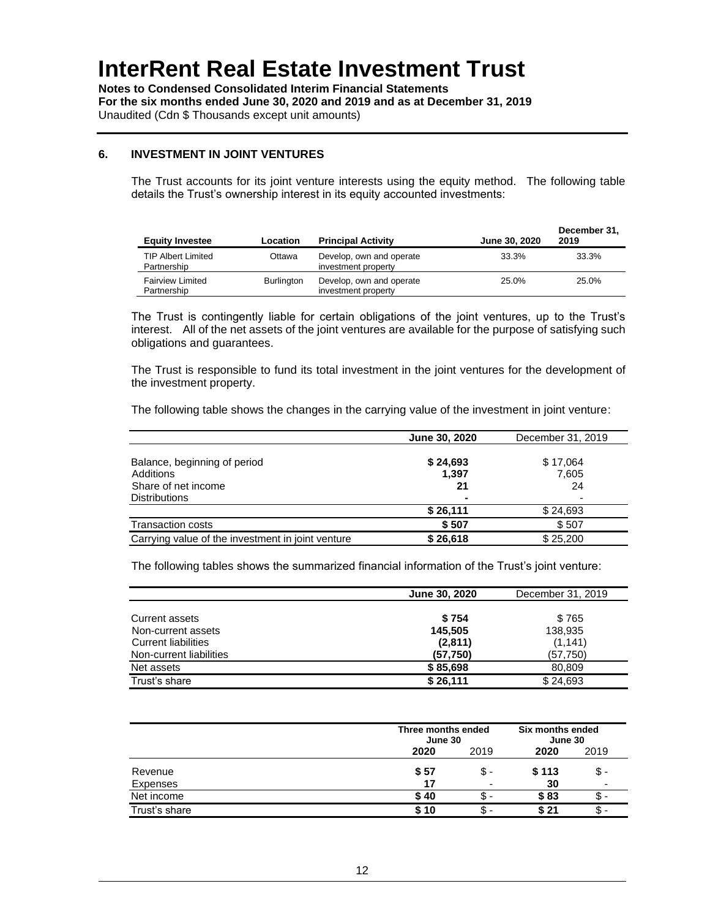# InterRent Real Estate Investment Trust

**Notes to Condensed Consolidated Interim Financial Statements**
**For the six months ended June 30, 2020 and 2019 and as at December 31, 2019**
Unaudited (Cdn $ Thousands except unit amounts)

## 6. INVESTMENT IN JOINT VENTURES

The Trust accounts for its joint venture interests using the equity method. The following table details the Trust's ownership interest in its equity accounted investments:

| Equity Investee | Location | Principal Activity | June 30, 2020 | December 31, 2019 |
|---|---|---|---|---|
| TIP Albert Limited Partnership | Ottawa | Develop, own and operate investment property | 33.3% | 33.3% |
| Fairview Limited Partnership | Burlington | Develop, own and operate investment property | 25.0% | 25.0% |

The Trust is contingently liable for certain obligations of the joint ventures, up to the Trust's interest. All of the net assets of the joint ventures are available for the purpose of satisfying such obligations and guarantees.

The Trust is responsible to fund its total investment in the joint ventures for the development of the investment property.

The following table shows the changes in the carrying value of the investment in joint venture:

| | June 30, 2020 | December 31, 2019 |
|---|---|---|
| Balance, beginning of period | **$ 24,693** | $ 17,064 |
| Additions | **1,397** | 7,605 |
| Share of net income | **21** | 24 |
| Distributions | **-** | - |
| | **$ 26,111** | $ 24,693 |
| Transaction costs | **$ 507** | $ 507 |
| Carrying value of the investment in joint venture | **$ 26,618** | $ 25,200 |

The following tables shows the summarized financial information of the Trust's joint venture:

| | June 30, 2020 | December 31, 2019 |
|---|---|---|
| Current assets | **$ 754** | $ 765 |
| Non-current assets | **145,505** | 138,935 |
| Current liabilities | **(2,811)** | (1,141) |
| Non-current liabilities | **(57,750)** | (57,750) |
| Net assets | **$ 85,698** | 80,809 |
| Trust's share | **$ 26,111** | $ 24,693 |

| | Three months ended June 30 | | Six months ended June 30 | |
|---|---|---|---|---|
| | **2020** | 2019 | **2020** | 2019 |
| Revenue | **$ 57** | $ - | **$ 113** | $ - |
| Expenses | **17** | - | **30** | - |
| Net income | **$ 40** | $ - | **$ 83** | $ - |
| Trust's share | **$ 10** | $ - | **$ 21** | $ - |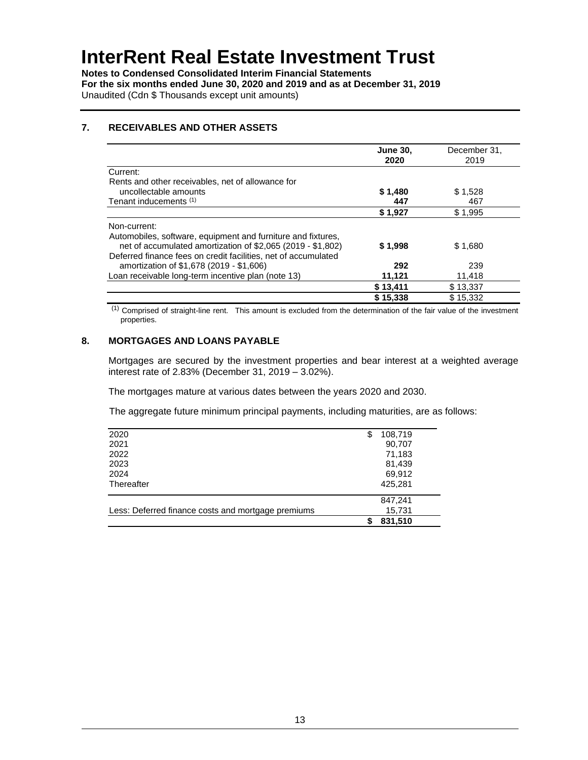# InterRent Real Estate Investment Trust

**Notes to Condensed Consolidated Interim Financial Statements**
**For the six months ended June 30, 2020 and 2019 and as at December 31, 2019**
Unaudited (Cdn $ Thousands except unit amounts)

## 7. RECEIVABLES AND OTHER ASSETS

| | **June 30, 2020** | December 31, 2019 |
|---|---|---|
| Current: | | |
| Rents and other receivables, net of allowance for uncollectable amounts | **$ 1,480** | $ 1,528 |
| Tenant inducements [(1)] | **447** | 467 |
| | **$ 1,927** | $ 1,995 |
| Non-current: | | |
| Automobiles, software, equipment and furniture and fixtures, net of accumulated amortization of $2,065 (2019 - $1,802) | **$ 1,998** | $ 1,680 |
| Deferred finance fees on credit facilities, net of accumulated amortization of $1,678 (2019 - $1,606) | **292** | 239 |
| Loan receivable long-term incentive plan (note 13) | **11,121** | 11,418 |
| | **$ 13,411** | $ 13,337 |
| | **$ 15,338** | $ 15,332 |

[(1)] Comprised of straight-line rent. This amount is excluded from the determination of the fair value of the investment properties.

## 8. MORTGAGES AND LOANS PAYABLE

Mortgages are secured by the investment properties and bear interest at a weighted average interest rate of 2.83% (December 31, 2019 – 3.02%).

The mortgages mature at various dates between the years 2020 and 2030.

The aggregate future minimum principal payments, including maturities, are as follows:

| | |
|---|---|
| 2020 | $ 108,719 |
| 2021 | 90,707 |
| 2022 | 71,183 |
| 2023 | 81,439 |
| 2024 | 69,912 |
| Thereafter | 425,281 |
| | 847,241 |
| Less: Deferred finance costs and mortgage premiums | 15,731 |
| | **$ 831,510** |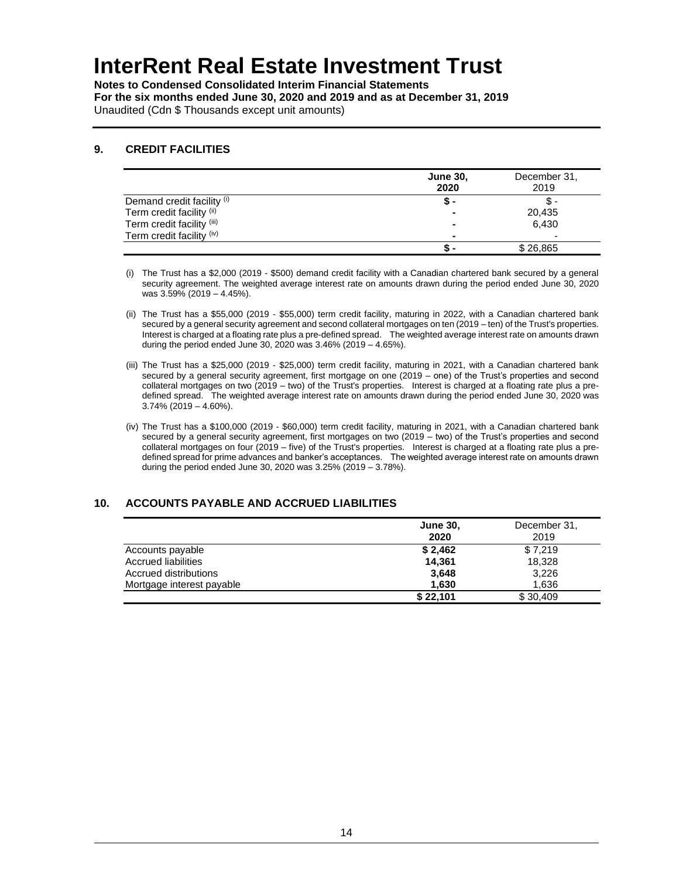# InterRent Real Estate Investment Trust

**Notes to Condensed Consolidated Interim Financial Statements**
**For the six months ended June 30, 2020 and 2019 and as at December 31, 2019**
Unaudited (Cdn $ Thousands except unit amounts)

## 9. CREDIT FACILITIES

| | **June 30, 2020** | December 31, 2019 |
|---|---|---|
| Demand credit facility (i) | **$ -** | $ - |
| Term credit facility (ii) | **-** | 20,435 |
| Term credit facility (iii) | **-** | 6,430 |
| Term credit facility (iv) | **-** | - |
| | **$ -** | $ 26,865 |

(i) The Trust has a $2,000 (2019 - $500) demand credit facility with a Canadian chartered bank secured by a general security agreement. The weighted average interest rate on amounts drawn during the period ended June 30, 2020 was 3.59% (2019 – 4.45%).

(ii) The Trust has a $55,000 (2019 - $55,000) term credit facility, maturing in 2022, with a Canadian chartered bank secured by a general security agreement and second collateral mortgages on ten (2019 – ten) of the Trust's properties. Interest is charged at a floating rate plus a pre-defined spread. The weighted average interest rate on amounts drawn during the period ended June 30, 2020 was 3.46% (2019 – 4.65%).

(iii) The Trust has a $25,000 (2019 - $25,000) term credit facility, maturing in 2021, with a Canadian chartered bank secured by a general security agreement, first mortgage on one (2019 – one) of the Trust's properties and second collateral mortgages on two (2019 – two) of the Trust's properties. Interest is charged at a floating rate plus a pre-defined spread. The weighted average interest rate on amounts drawn during the period ended June 30, 2020 was 3.74% (2019 – 4.60%).

(iv) The Trust has a $100,000 (2019 - $60,000) term credit facility, maturing in 2021, with a Canadian chartered bank secured by a general security agreement, first mortgages on two (2019 – two) of the Trust's properties and second collateral mortgages on four (2019 – five) of the Trust's properties. Interest is charged at a floating rate plus a pre-defined spread for prime advances and banker's acceptances. The weighted average interest rate on amounts drawn during the period ended June 30, 2020 was 3.25% (2019 – 3.78%).

## 10. ACCOUNTS PAYABLE AND ACCRUED LIABILITIES

| | **June 30, 2020** | December 31, 2019 |
|---|---|---|
| Accounts payable | **$ 2,462** | $ 7,219 |
| Accrued liabilities | **14,361** | 18,328 |
| Accrued distributions | **3,648** | 3,226 |
| Mortgage interest payable | **1,630** | 1,636 |
| | **$ 22,101** | $ 30,409 |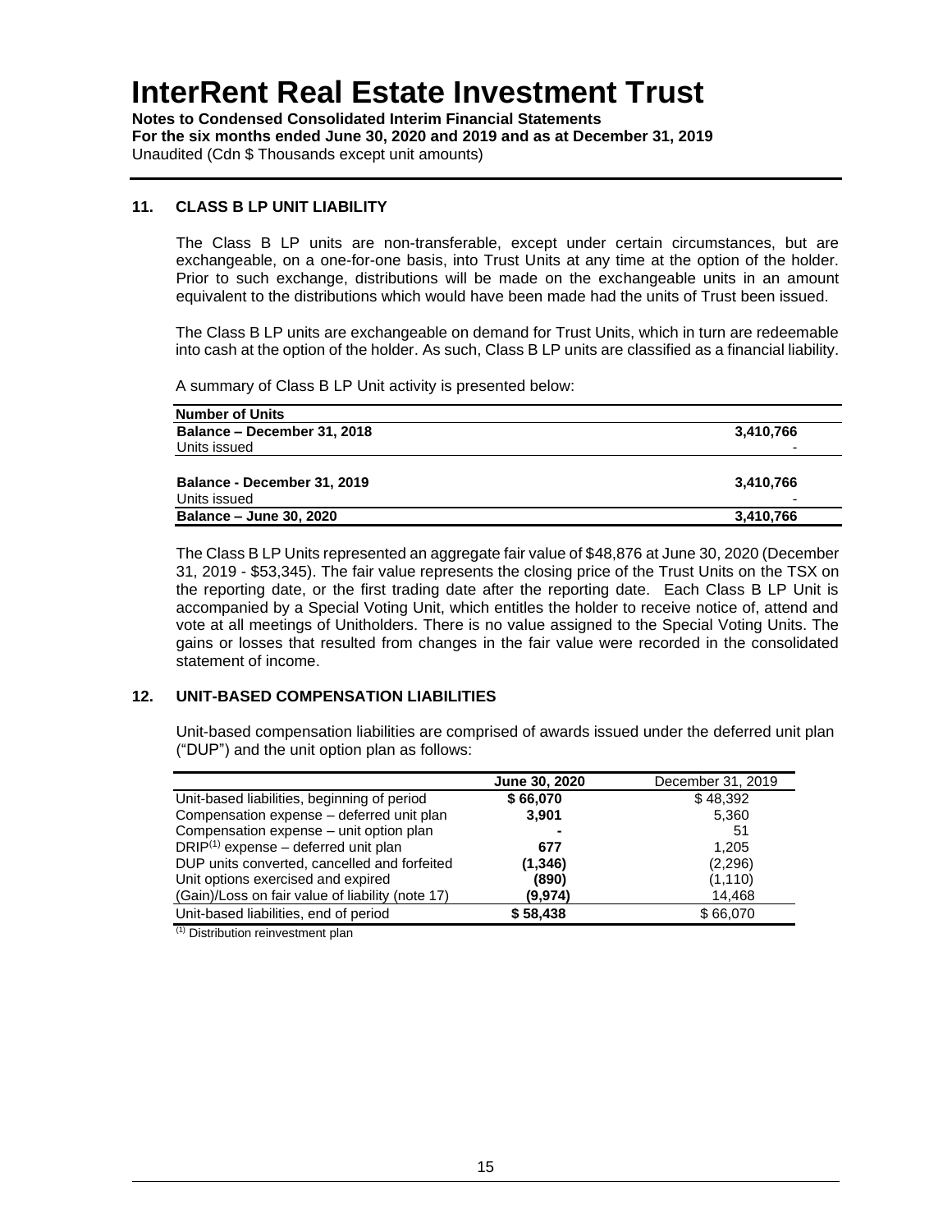# InterRent Real Estate Investment Trust

**Notes to Condensed Consolidated Interim Financial Statements**
**For the six months ended June 30, 2020 and 2019 and as at December 31, 2019**
Unaudited (Cdn $ Thousands except unit amounts)

## 11. CLASS B LP UNIT LIABILITY

The Class B LP units are non-transferable, except under certain circumstances, but are exchangeable, on a one-for-one basis, into Trust Units at any time at the option of the holder. Prior to such exchange, distributions will be made on the exchangeable units in an amount equivalent to the distributions which would have been made had the units of Trust been issued.

The Class B LP units are exchangeable on demand for Trust Units, which in turn are redeemable into cash at the option of the holder. As such, Class B LP units are classified as a financial liability.

A summary of Class B LP Unit activity is presented below:

| Number of Units | |
|---|---|
| **Balance – December 31, 2018** | **3,410,766** |
| Units issued | - |
| **Balance - December 31, 2019** | **3,410,766** |
| Units issued | - |
| **Balance – June 30, 2020** | **3,410,766** |

The Class B LP Units represented an aggregate fair value of $48,876 at June 30, 2020 (December 31, 2019 - $53,345). The fair value represents the closing price of the Trust Units on the TSX on the reporting date, or the first trading date after the reporting date. Each Class B LP Unit is accompanied by a Special Voting Unit, which entitles the holder to receive notice of, attend and vote at all meetings of Unitholders. There is no value assigned to the Special Voting Units. The gains or losses that resulted from changes in the fair value were recorded in the consolidated statement of income.

## 12. UNIT-BASED COMPENSATION LIABILITIES

Unit-based compensation liabilities are comprised of awards issued under the deferred unit plan ("DUP") and the unit option plan as follows:

| | **June 30, 2020** | December 31, 2019 |
|---|---|---|
| Unit-based liabilities, beginning of period | **$ 66,070** | $ 48,392 |
| Compensation expense – deferred unit plan | **3,901** | 5,360 |
| Compensation expense – unit option plan | **-** | 51 |
| DRIP[(1)] expense – deferred unit plan | **677** | 1,205 |
| DUP units converted, cancelled and forfeited | **(1,346)** | (2,296) |
| Unit options exercised and expired | **(890)** | (1,110) |
| (Gain)/Loss on fair value of liability (note 17) | **(9,974)** | 14,468 |
| Unit-based liabilities, end of period | **$ 58,438** | $ 66,070 |

[(1)] Distribution reinvestment plan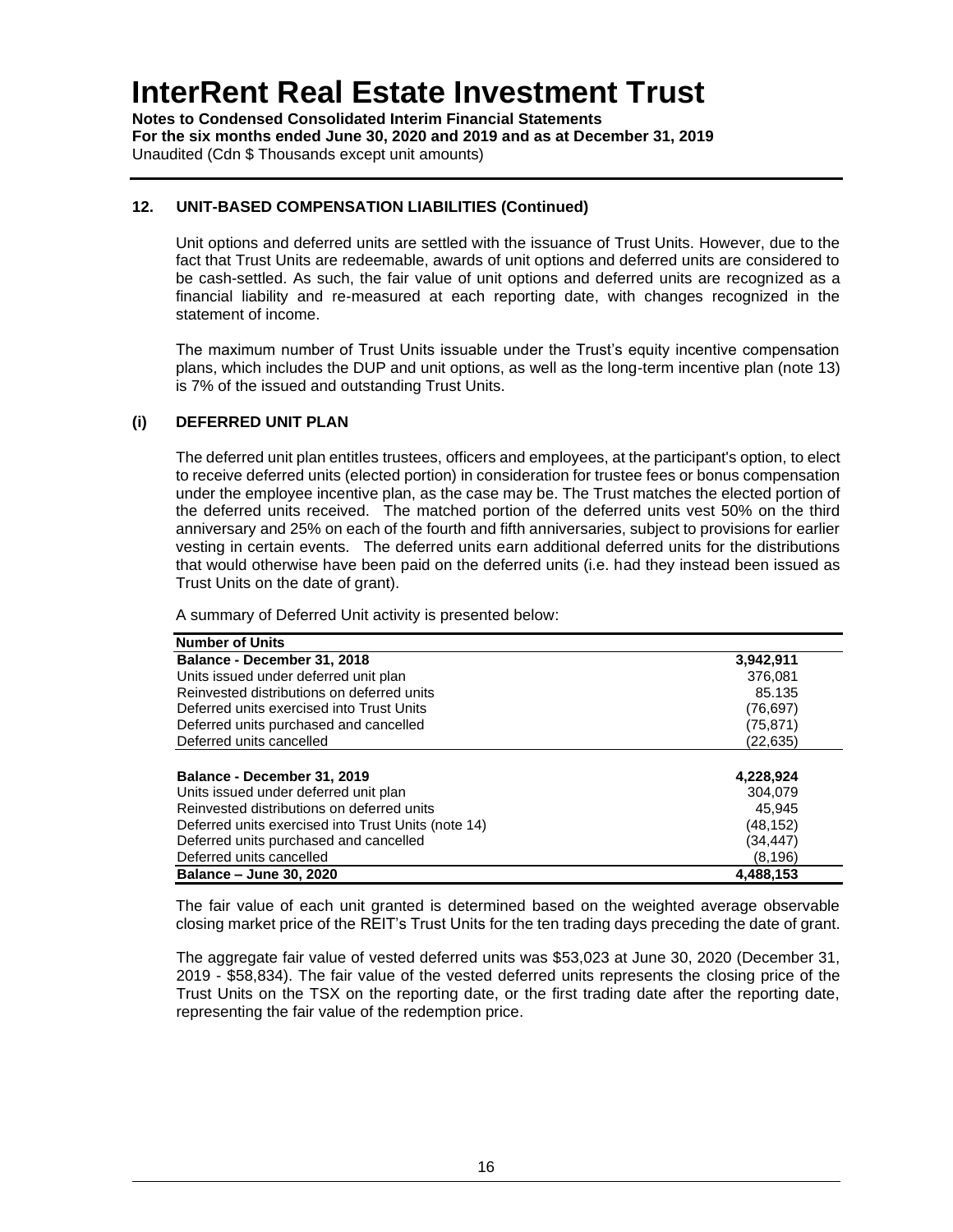# InterRent Real Estate Investment Trust

**Notes to Condensed Consolidated Interim Financial Statements**
**For the six months ended June 30, 2020 and 2019 and as at December 31, 2019**
Unaudited (Cdn $ Thousands except unit amounts)

## 12. UNIT-BASED COMPENSATION LIABILITIES (Continued)

Unit options and deferred units are settled with the issuance of Trust Units. However, due to the fact that Trust Units are redeemable, awards of unit options and deferred units are considered to be cash-settled. As such, the fair value of unit options and deferred units are recognized as a financial liability and re-measured at each reporting date, with changes recognized in the statement of income.

The maximum number of Trust Units issuable under the Trust's equity incentive compensation plans, which includes the DUP and unit options, as well as the long-term incentive plan (note 13) is 7% of the issued and outstanding Trust Units.

### (i) DEFERRED UNIT PLAN

The deferred unit plan entitles trustees, officers and employees, at the participant's option, to elect to receive deferred units (elected portion) in consideration for trustee fees or bonus compensation under the employee incentive plan, as the case may be. The Trust matches the elected portion of the deferred units received. The matched portion of the deferred units vest 50% on the third anniversary and 25% on each of the fourth and fifth anniversaries, subject to provisions for earlier vesting in certain events. The deferred units earn additional deferred units for the distributions that would otherwise have been paid on the deferred units (i.e. had they instead been issued as Trust Units on the date of grant).

A summary of Deferred Unit activity is presented below:

| **Number of Units** | |
|---|---|
| **Balance - December 31, 2018** | **3,942,911** |
| Units issued under deferred unit plan | 376,081 |
| Reinvested distributions on deferred units | 85.135 |
| Deferred units exercised into Trust Units | (76,697) |
| Deferred units purchased and cancelled | (75,871) |
| Deferred units cancelled | (22,635) |
| | |
| **Balance - December 31, 2019** | **4,228,924** |
| Units issued under deferred unit plan | 304,079 |
| Reinvested distributions on deferred units | 45,945 |
| Deferred units exercised into Trust Units (note 14) | (48,152) |
| Deferred units purchased and cancelled | (34,447) |
| Deferred units cancelled | (8,196) |
| **Balance – June 30, 2020** | **4,488,153** |

The fair value of each unit granted is determined based on the weighted average observable closing market price of the REIT's Trust Units for the ten trading days preceding the date of grant.

The aggregate fair value of vested deferred units was $53,023 at June 30, 2020 (December 31, 2019 - $58,834). The fair value of the vested deferred units represents the closing price of the Trust Units on the TSX on the reporting date, or the first trading date after the reporting date, representing the fair value of the redemption price.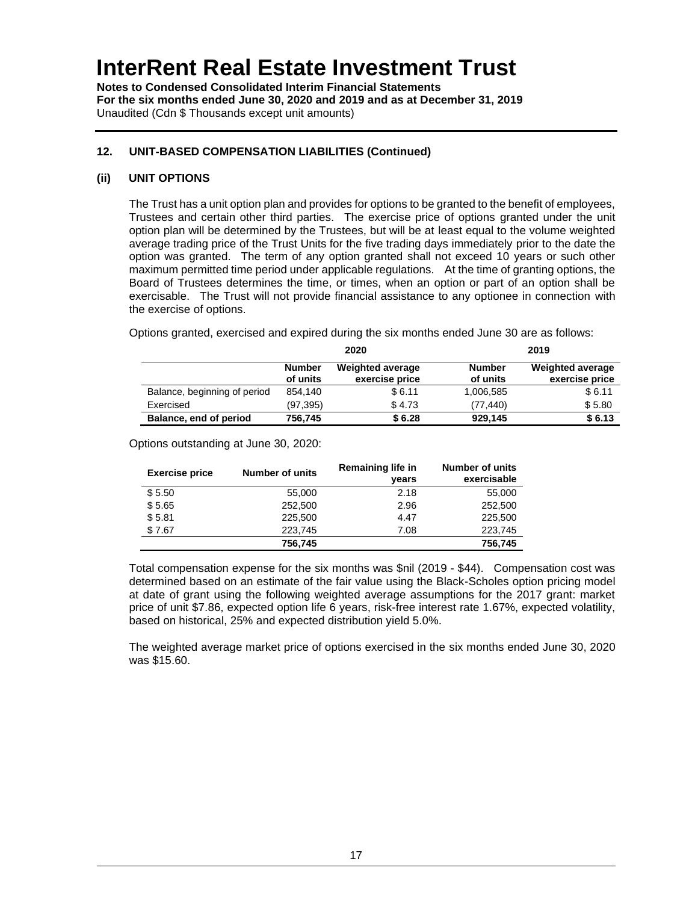# InterRent Real Estate Investment Trust

**Notes to Condensed Consolidated Interim Financial Statements**
**For the six months ended June 30, 2020 and 2019 and as at December 31, 2019**
Unaudited (Cdn $ Thousands except unit amounts)

## 12. UNIT-BASED COMPENSATION LIABILITIES (Continued)

### (ii) UNIT OPTIONS

The Trust has a unit option plan and provides for options to be granted to the benefit of employees, Trustees and certain other third parties. The exercise price of options granted under the unit option plan will be determined by the Trustees, but will be at least equal to the volume weighted average trading price of the Trust Units for the five trading days immediately prior to the date the option was granted. The term of any option granted shall not exceed 10 years or such other maximum permitted time period under applicable regulations. At the time of granting options, the Board of Trustees determines the time, or times, when an option or part of an option shall be exercisable. The Trust will not provide financial assistance to any optionee in connection with the exercise of options.

Options granted, exercised and expired during the six months ended June 30 are as follows:

| | 2020 | | 2019 | |
|---|---|---|---|---|
| | Number of units | Weighted average exercise price | Number of units | Weighted average exercise price |
| Balance, beginning of period | 854,140 | $ 6.11 | 1,006,585 | $ 6.11 |
| Exercised | (97,395) | $ 4.73 | (77,440) | $ 5.80 |
| **Balance, end of period** | **756,745** | **$ 6.28** | **929,145** | **$ 6.13** |

Options outstanding at June 30, 2020:

| Exercise price | Number of units | Remaining life in years | Number of units exercisable |
|---|---|---|---|
| $ 5.50 | 55,000 | 2.18 | 55,000 |
| $ 5.65 | 252,500 | 2.96 | 252,500 |
| $ 5.81 | 225,500 | 4.47 | 225,500 |
| $ 7.67 | 223,745 | 7.08 | 223,745 |
| | **756,745** | | **756,745** |

Total compensation expense for the six months was $nil (2019 - $44). Compensation cost was determined based on an estimate of the fair value using the Black-Scholes option pricing model at date of grant using the following weighted average assumptions for the 2017 grant: market price of unit $7.86, expected option life 6 years, risk-free interest rate 1.67%, expected volatility, based on historical, 25% and expected distribution yield 5.0%.

The weighted average market price of options exercised in the six months ended June 30, 2020 was $15.60.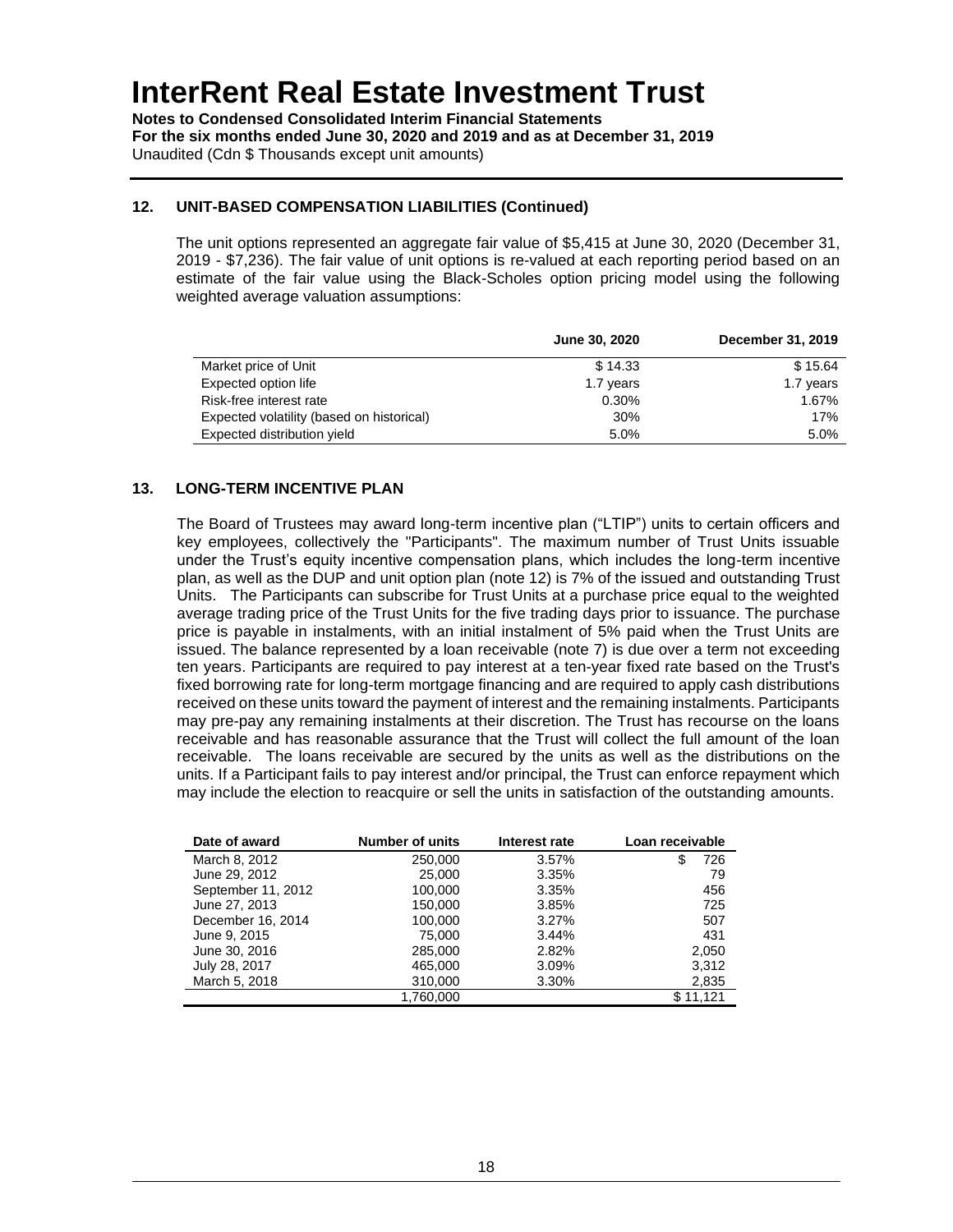# InterRent Real Estate Investment Trust

**Notes to Condensed Consolidated Interim Financial Statements**
**For the six months ended June 30, 2020 and 2019 and as at December 31, 2019**
Unaudited (Cdn $ Thousands except unit amounts)

## 12. UNIT-BASED COMPENSATION LIABILITIES (Continued)

The unit options represented an aggregate fair value of $5,415 at June 30, 2020 (December 31, 2019 - $7,236). The fair value of unit options is re-valued at each reporting period based on an estimate of the fair value using the Black-Scholes option pricing model using the following weighted average valuation assumptions:

| | June 30, 2020 | December 31, 2019 |
|---|---|---|
| Market price of Unit | $ 14.33 | $ 15.64 |
| Expected option life | 1.7 years | 1.7 years |
| Risk-free interest rate | 0.30% | 1.67% |
| Expected volatility (based on historical) | 30% | 17% |
| Expected distribution yield | 5.0% | 5.0% |

## 13. LONG-TERM INCENTIVE PLAN

The Board of Trustees may award long-term incentive plan ("LTIP") units to certain officers and key employees, collectively the "Participants". The maximum number of Trust Units issuable under the Trust's equity incentive compensation plans, which includes the long-term incentive plan, as well as the DUP and unit option plan (note 12) is 7% of the issued and outstanding Trust Units. The Participants can subscribe for Trust Units at a purchase price equal to the weighted average trading price of the Trust Units for the five trading days prior to issuance. The purchase price is payable in instalments, with an initial instalment of 5% paid when the Trust Units are issued. The balance represented by a loan receivable (note 7) is due over a term not exceeding ten years. Participants are required to pay interest at a ten-year fixed rate based on the Trust's fixed borrowing rate for long-term mortgage financing and are required to apply cash distributions received on these units toward the payment of interest and the remaining instalments. Participants may pre-pay any remaining instalments at their discretion. The Trust has recourse on the loans receivable and has reasonable assurance that the Trust will collect the full amount of the loan receivable. The loans receivable are secured by the units as well as the distributions on the units. If a Participant fails to pay interest and/or principal, the Trust can enforce repayment which may include the election to reacquire or sell the units in satisfaction of the outstanding amounts.

| Date of award | Number of units | Interest rate | Loan receivable |
|---|---|---|---|
| March 8, 2012 | 250,000 | 3.57% | $ 726 |
| June 29, 2012 | 25,000 | 3.35% | 79 |
| September 11, 2012 | 100,000 | 3.35% | 456 |
| June 27, 2013 | 150,000 | 3.85% | 725 |
| December 16, 2014 | 100,000 | 3.27% | 507 |
| June 9, 2015 | 75,000 | 3.44% | 431 |
| June 30, 2016 | 285,000 | 2.82% | 2,050 |
| July 28, 2017 | 465,000 | 3.09% | 3,312 |
| March 5, 2018 | 310,000 | 3.30% | 2,835 |
| | 1,760,000 | | $ 11,121 |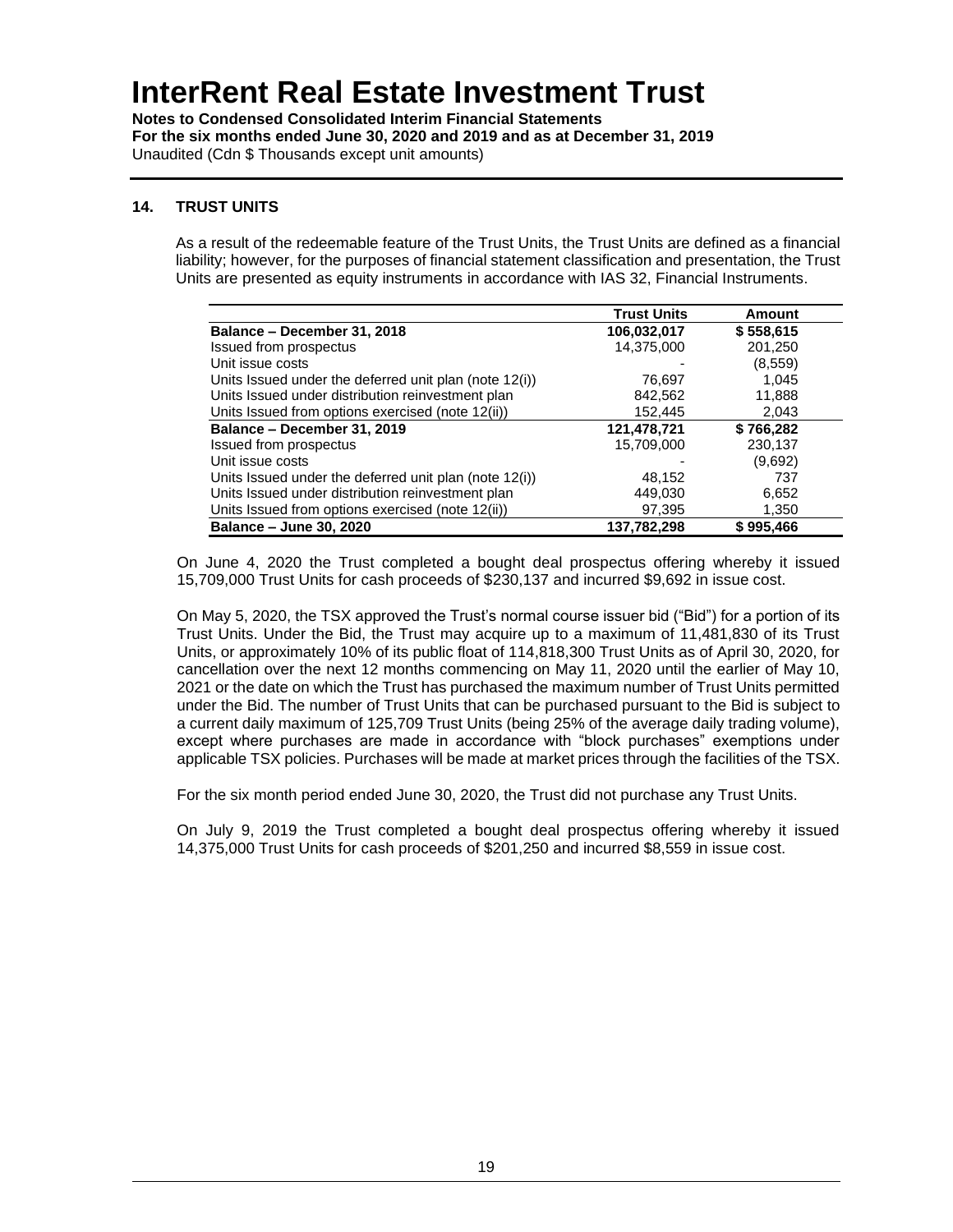## 14. TRUST UNITS

As a result of the redeemable feature of the Trust Units, the Trust Units are defined as a financial liability; however, for the purposes of financial statement classification and presentation, the Trust Units are presented as equity instruments in accordance with IAS 32, Financial Instruments.

| | Trust Units | Amount |
|---|---|---|
| **Balance – December 31, 2018** | **106,032,017** | **$ 558,615** |
| Issued from prospectus | 14,375,000 | 201,250 |
| Unit issue costs | - | (8,559) |
| Units Issued under the deferred unit plan (note 12(i)) | 76,697 | 1,045 |
| Units Issued under distribution reinvestment plan | 842,562 | 11,888 |
| Units Issued from options exercised (note 12(ii)) | 152,445 | 2,043 |
| **Balance – December 31, 2019** | **121,478,721** | **$ 766,282** |
| Issued from prospectus | 15,709,000 | 230,137 |
| Unit issue costs | - | (9,692) |
| Units Issued under the deferred unit plan (note 12(i)) | 48,152 | 737 |
| Units Issued under distribution reinvestment plan | 449,030 | 6,652 |
| Units Issued from options exercised (note 12(ii)) | 97,395 | 1,350 |
| **Balance – June 30, 2020** | **137,782,298** | **$ 995,466** |

On June 4, 2020 the Trust completed a bought deal prospectus offering whereby it issued 15,709,000 Trust Units for cash proceeds of $230,137 and incurred $9,692 in issue cost.

On May 5, 2020, the TSX approved the Trust's normal course issuer bid ("Bid") for a portion of its Trust Units. Under the Bid, the Trust may acquire up to a maximum of 11,481,830 of its Trust Units, or approximately 10% of its public float of 114,818,300 Trust Units as of April 30, 2020, for cancellation over the next 12 months commencing on May 11, 2020 until the earlier of May 10, 2021 or the date on which the Trust has purchased the maximum number of Trust Units permitted under the Bid. The number of Trust Units that can be purchased pursuant to the Bid is subject to a current daily maximum of 125,709 Trust Units (being 25% of the average daily trading volume), except where purchases are made in accordance with "block purchases" exemptions under applicable TSX policies. Purchases will be made at market prices through the facilities of the TSX.

For the six month period ended June 30, 2020, the Trust did not purchase any Trust Units.

On July 9, 2019 the Trust completed a bought deal prospectus offering whereby it issued 14,375,000 Trust Units for cash proceeds of $201,250 and incurred $8,559 in issue cost.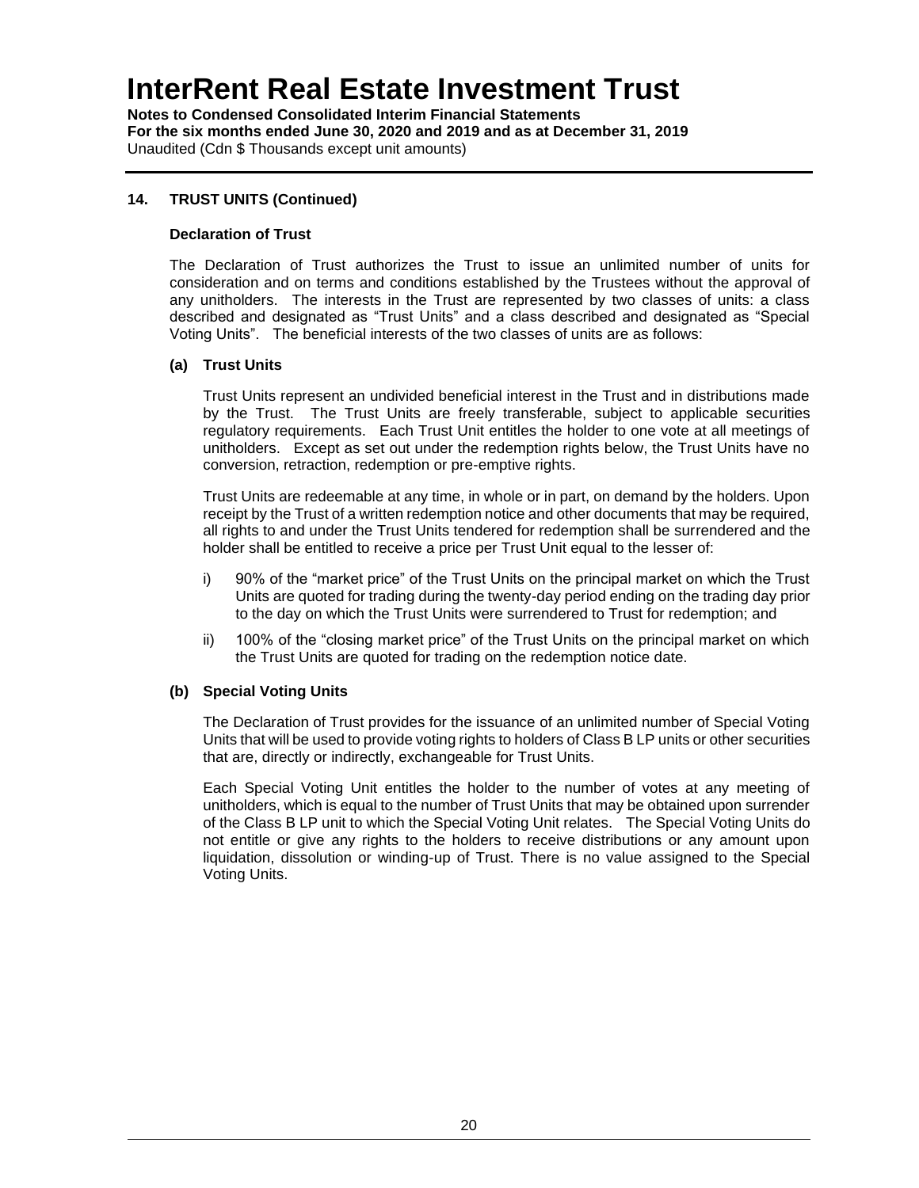## 14. TRUST UNITS (Continued)

### Declaration of Trust

The Declaration of Trust authorizes the Trust to issue an unlimited number of units for consideration and on terms and conditions established by the Trustees without the approval of any unitholders. The interests in the Trust are represented by two classes of units: a class described and designated as "Trust Units" and a class described and designated as "Special Voting Units". The beneficial interests of the two classes of units are as follows:

#### (a) Trust Units

Trust Units represent an undivided beneficial interest in the Trust and in distributions made by the Trust. The Trust Units are freely transferable, subject to applicable securities regulatory requirements. Each Trust Unit entitles the holder to one vote at all meetings of unitholders. Except as set out under the redemption rights below, the Trust Units have no conversion, retraction, redemption or pre-emptive rights.

Trust Units are redeemable at any time, in whole or in part, on demand by the holders. Upon receipt by the Trust of a written redemption notice and other documents that may be required, all rights to and under the Trust Units tendered for redemption shall be surrendered and the holder shall be entitled to receive a price per Trust Unit equal to the lesser of:

i) 90% of the "market price" of the Trust Units on the principal market on which the Trust Units are quoted for trading during the twenty-day period ending on the trading day prior to the day on which the Trust Units were surrendered to Trust for redemption; and

ii) 100% of the "closing market price" of the Trust Units on the principal market on which the Trust Units are quoted for trading on the redemption notice date.

#### (b) Special Voting Units

The Declaration of Trust provides for the issuance of an unlimited number of Special Voting Units that will be used to provide voting rights to holders of Class B LP units or other securities that are, directly or indirectly, exchangeable for Trust Units.

Each Special Voting Unit entitles the holder to the number of votes at any meeting of unitholders, which is equal to the number of Trust Units that may be obtained upon surrender of the Class B LP unit to which the Special Voting Unit relates. The Special Voting Units do not entitle or give any rights to the holders to receive distributions or any amount upon liquidation, dissolution or winding-up of Trust. There is no value assigned to the Special Voting Units.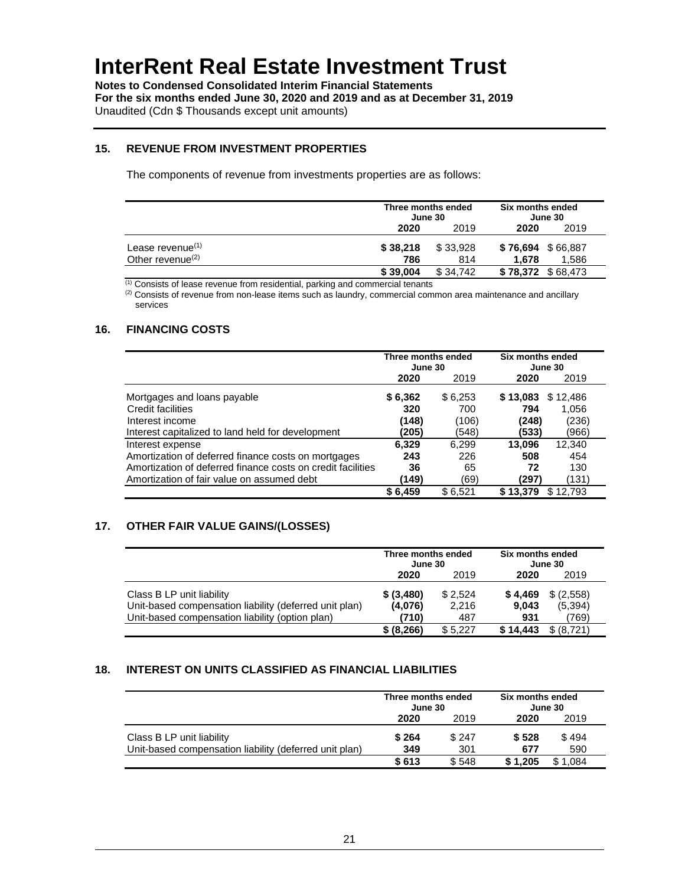# InterRent Real Estate Investment Trust

**Notes to Condensed Consolidated Interim Financial Statements**
**For the six months ended June 30, 2020 and 2019 and as at December 31, 2019**
Unaudited (Cdn $ Thousands except unit amounts)

## 15. REVENUE FROM INVESTMENT PROPERTIES

The components of revenue from investments properties are as follows:

| | Three months ended June 30 | | Six months ended June 30 | |
|---|---|---|---|---|
| | **2020** | 2019 | **2020** | 2019 |
| Lease revenue[(1)] | **$ 38,218** | $ 33,928 | **$ 76,694** | $ 66,887 |
| Other revenue[(2)] | **786** | 814 | **1,678** | 1,586 |
| | **$ 39,004** | $ 34,742 | **$ 78,372** | $ 68,473 |

[(1)] Consists of lease revenue from residential, parking and commercial tenants
[(2)] Consists of revenue from non-lease items such as laundry, commercial common area maintenance and ancillary services

## 16. FINANCING COSTS

| | Three months ended June 30 | | Six months ended June 30 | |
|---|---|---|---|---|
| | **2020** | 2019 | **2020** | 2019 |
| Mortgages and loans payable | **$ 6,362** | $ 6,253 | **$ 13,083** | $ 12,486 |
| Credit facilities | **320** | 700 | **794** | 1,056 |
| Interest income | **(148)** | (106) | **(248)** | (236) |
| Interest capitalized to land held for development | **(205)** | (548) | **(533)** | (966) |
| Interest expense | **6,329** | 6,299 | **13,096** | 12,340 |
| Amortization of deferred finance costs on mortgages | **243** | 226 | **508** | 454 |
| Amortization of deferred finance costs on credit facilities | **36** | 65 | **72** | 130 |
| Amortization of fair value on assumed debt | **(149)** | (69) | **(297)** | (131) |
| | **$ 6,459** | $ 6,521 | **$ 13,379** | $ 12,793 |

## 17. OTHER FAIR VALUE GAINS/(LOSSES)

| | Three months ended June 30 | | Six months ended June 30 | |
|---|---|---|---|---|
| | **2020** | 2019 | **2020** | 2019 |
| Class B LP unit liability | **$ (3,480)** | $ 2,524 | **$ 4,469** | $ (2,558) |
| Unit-based compensation liability (deferred unit plan) | **(4,076)** | 2,216 | **9,043** | (5,394) |
| Unit-based compensation liability (option plan) | **(710)** | 487 | **931** | (769) |
| | **$ (8,266)** | $ 5,227 | **$ 14,443** | $ (8,721) |

## 18. INTEREST ON UNITS CLASSIFIED AS FINANCIAL LIABILITIES

| | Three months ended June 30 | | Six months ended June 30 | |
|---|---|---|---|---|
| | **2020** | 2019 | **2020** | 2019 |
| Class B LP unit liability | **$ 264** | $ 247 | **$ 528** | $ 494 |
| Unit-based compensation liability (deferred unit plan) | **349** | 301 | **677** | 590 |
| | **$ 613** | $ 548 | **$ 1,205** | $ 1,084 |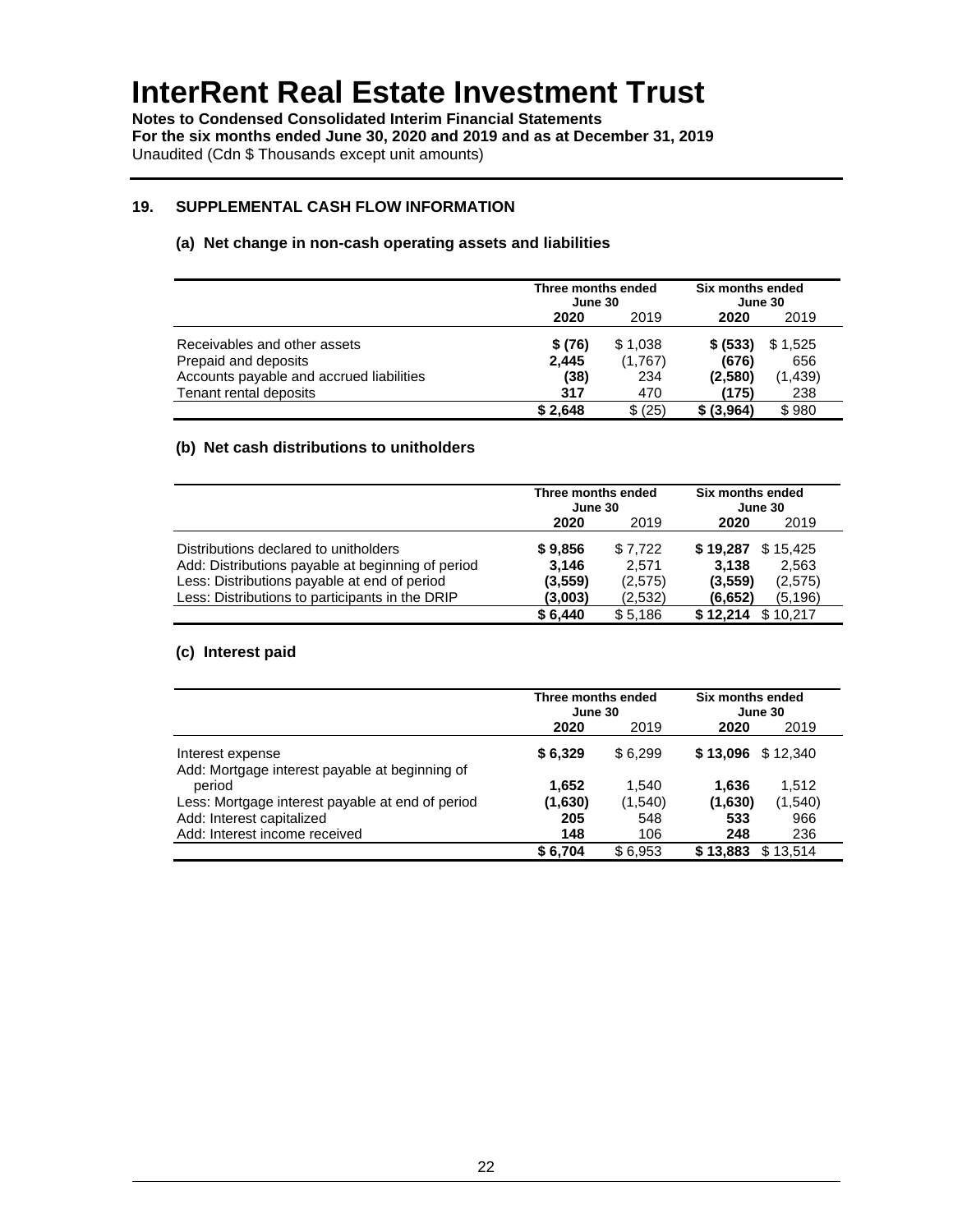# InterRent Real Estate Investment Trust

**Notes to Condensed Consolidated Interim Financial Statements**
**For the six months ended June 30, 2020 and 2019 and as at December 31, 2019**
Unaudited (Cdn $ Thousands except unit amounts)

## 19. SUPPLEMENTAL CASH FLOW INFORMATION

### (a) Net change in non-cash operating assets and liabilities

| | Three months ended June 30 | | Six months ended June 30 | |
|---|---|---|---|---|
| | **2020** | 2019 | **2020** | 2019 |
| Receivables and other assets | **$ (76)** | $ 1,038 | **$ (533)** | $ 1,525 |
| Prepaid and deposits | **2,445** | (1,767) | **(676)** | 656 |
| Accounts payable and accrued liabilities | **(38)** | 234 | **(2,580)** | (1,439) |
| Tenant rental deposits | **317** | 470 | **(175)** | 238 |
| | **$ 2,648** | $ (25) | **$ (3,964)** | $ 980 |

### (b) Net cash distributions to unitholders

| | Three months ended June 30 | | Six months ended June 30 | |
|---|---|---|---|---|
| | **2020** | 2019 | **2020** | 2019 |
| Distributions declared to unitholders | **$ 9,856** | $ 7,722 | **$ 19,287** | $ 15,425 |
| Add: Distributions payable at beginning of period | **3,146** | 2,571 | **3,138** | 2,563 |
| Less: Distributions payable at end of period | **(3,559)** | (2,575) | **(3,559)** | (2,575) |
| Less: Distributions to participants in the DRIP | **(3,003)** | (2,532) | **(6,652)** | (5,196) |
| | **$ 6,440** | $ 5,186 | **$ 12,214** | $ 10,217 |

### (c) Interest paid

| | Three months ended June 30 | | Six months ended June 30 | |
|---|---|---|---|---|
| | **2020** | 2019 | **2020** | 2019 |
| Interest expense | **$ 6,329** | $ 6,299 | **$ 13,096** | $ 12,340 |
| Add: Mortgage interest payable at beginning of period | **1,652** | 1,540 | **1,636** | 1,512 |
| Less: Mortgage interest payable at end of period | **(1,630)** | (1,540) | **(1,630)** | (1,540) |
| Add: Interest capitalized | **205** | 548 | **533** | 966 |
| Add: Interest income received | **148** | 106 | **248** | 236 |
| | **$ 6,704** | $ 6,953 | **$ 13,883** | $ 13,514 |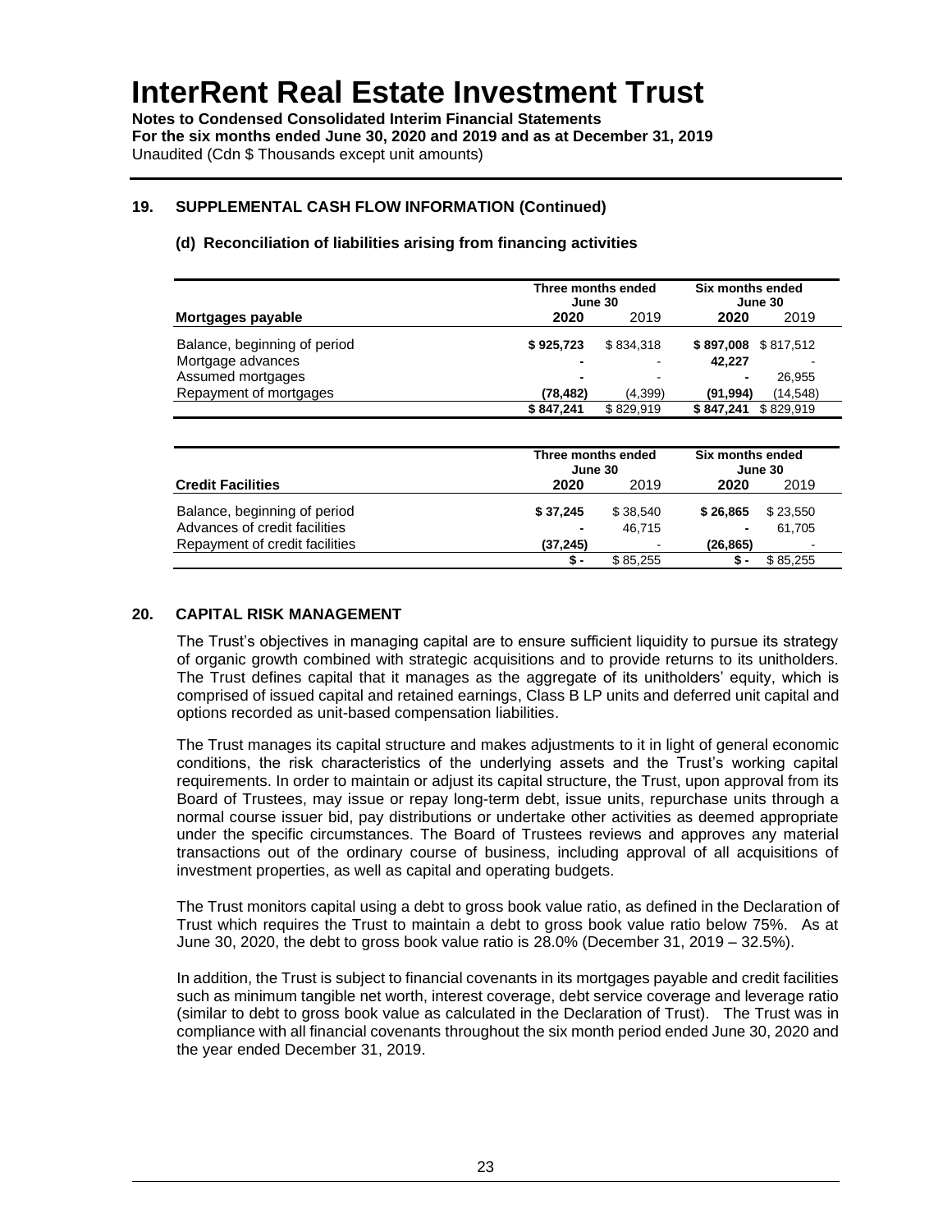# InterRent Real Estate Investment Trust

**Notes to Condensed Consolidated Interim Financial Statements**
**For the six months ended June 30, 2020 and 2019 and as at December 31, 2019**
Unaudited (Cdn $ Thousands except unit amounts)

## 19. SUPPLEMENTAL CASH FLOW INFORMATION (Continued)

### (d) Reconciliation of liabilities arising from financing activities

| | Three months ended June 30 | | Six months ended June 30 | |
|---|---|---|---|---|
| **Mortgages payable** | **2020** | 2019 | **2020** | 2019 |
| Balance, beginning of period | **$ 925,723** | $ 834,318 | **$ 897,008** | $ 817,512 |
| Mortgage advances | **-** | - | **42,227** | - |
| Assumed mortgages | **-** | - | **-** | 26,955 |
| Repayment of mortgages | **(78,482)** | (4,399) | **(91,994)** | (14,548) |
| | **$ 847,241** | $ 829,919 | **$ 847,241** | $ 829,919 |

| | Three months ended June 30 | | Six months ended June 30 | |
|---|---|---|---|---|
| **Credit Facilities** | **2020** | 2019 | **2020** | 2019 |
| Balance, beginning of period | **$ 37,245** | $ 38,540 | **$ 26,865** | $ 23,550 |
| Advances of credit facilities | **-** | 46,715 | **-** | 61,705 |
| Repayment of credit facilities | **(37,245)** | - | **(26,865)** | - |
| | **$ -** | $ 85,255 | **$ -** | $ 85,255 |

## 20. CAPITAL RISK MANAGEMENT

The Trust's objectives in managing capital are to ensure sufficient liquidity to pursue its strategy of organic growth combined with strategic acquisitions and to provide returns to its unitholders. The Trust defines capital that it manages as the aggregate of its unitholders' equity, which is comprised of issued capital and retained earnings, Class B LP units and deferred unit capital and options recorded as unit-based compensation liabilities.

The Trust manages its capital structure and makes adjustments to it in light of general economic conditions, the risk characteristics of the underlying assets and the Trust's working capital requirements. In order to maintain or adjust its capital structure, the Trust, upon approval from its Board of Trustees, may issue or repay long-term debt, issue units, repurchase units through a normal course issuer bid, pay distributions or undertake other activities as deemed appropriate under the specific circumstances. The Board of Trustees reviews and approves any material transactions out of the ordinary course of business, including approval of all acquisitions of investment properties, as well as capital and operating budgets.

The Trust monitors capital using a debt to gross book value ratio, as defined in the Declaration of Trust which requires the Trust to maintain a debt to gross book value ratio below 75%. As at June 30, 2020, the debt to gross book value ratio is 28.0% (December 31, 2019 – 32.5%).

In addition, the Trust is subject to financial covenants in its mortgages payable and credit facilities such as minimum tangible net worth, interest coverage, debt service coverage and leverage ratio (similar to debt to gross book value as calculated in the Declaration of Trust). The Trust was in compliance with all financial covenants throughout the six month period ended June 30, 2020 and the year ended December 31, 2019.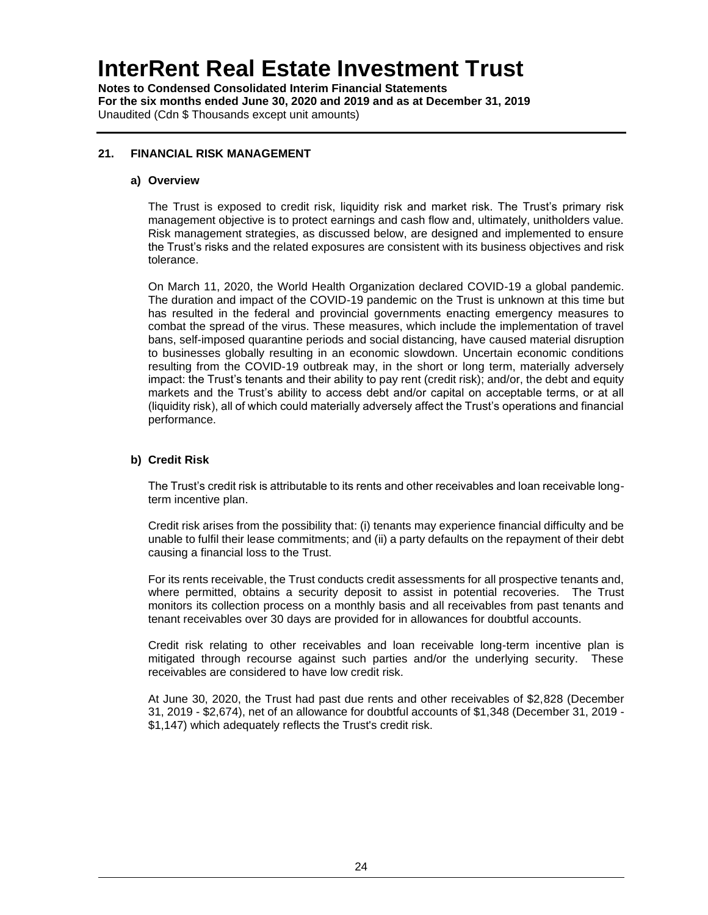# InterRent Real Estate Investment Trust

**Notes to Condensed Consolidated Interim Financial Statements**
**For the six months ended June 30, 2020 and 2019 and as at December 31, 2019**
Unaudited (Cdn $ Thousands except unit amounts)

## 21. FINANCIAL RISK MANAGEMENT

### a) Overview

The Trust is exposed to credit risk, liquidity risk and market risk. The Trust's primary risk management objective is to protect earnings and cash flow and, ultimately, unitholders value. Risk management strategies, as discussed below, are designed and implemented to ensure the Trust's risks and the related exposures are consistent with its business objectives and risk tolerance.

On March 11, 2020, the World Health Organization declared COVID-19 a global pandemic. The duration and impact of the COVID-19 pandemic on the Trust is unknown at this time but has resulted in the federal and provincial governments enacting emergency measures to combat the spread of the virus. These measures, which include the implementation of travel bans, self-imposed quarantine periods and social distancing, have caused material disruption to businesses globally resulting in an economic slowdown. Uncertain economic conditions resulting from the COVID-19 outbreak may, in the short or long term, materially adversely impact: the Trust's tenants and their ability to pay rent (credit risk); and/or, the debt and equity markets and the Trust's ability to access debt and/or capital on acceptable terms, or at all (liquidity risk), all of which could materially adversely affect the Trust's operations and financial performance.

### b) Credit Risk

The Trust's credit risk is attributable to its rents and other receivables and loan receivable long-term incentive plan.

Credit risk arises from the possibility that: (i) tenants may experience financial difficulty and be unable to fulfil their lease commitments; and (ii) a party defaults on the repayment of their debt causing a financial loss to the Trust.

For its rents receivable, the Trust conducts credit assessments for all prospective tenants and, where permitted, obtains a security deposit to assist in potential recoveries. The Trust monitors its collection process on a monthly basis and all receivables from past tenants and tenant receivables over 30 days are provided for in allowances for doubtful accounts.

Credit risk relating to other receivables and loan receivable long-term incentive plan is mitigated through recourse against such parties and/or the underlying security. These receivables are considered to have low credit risk.

At June 30, 2020, the Trust had past due rents and other receivables of $2,828 (December 31, 2019 - $2,674), net of an allowance for doubtful accounts of $1,348 (December 31, 2019 - $1,147) which adequately reflects the Trust's credit risk.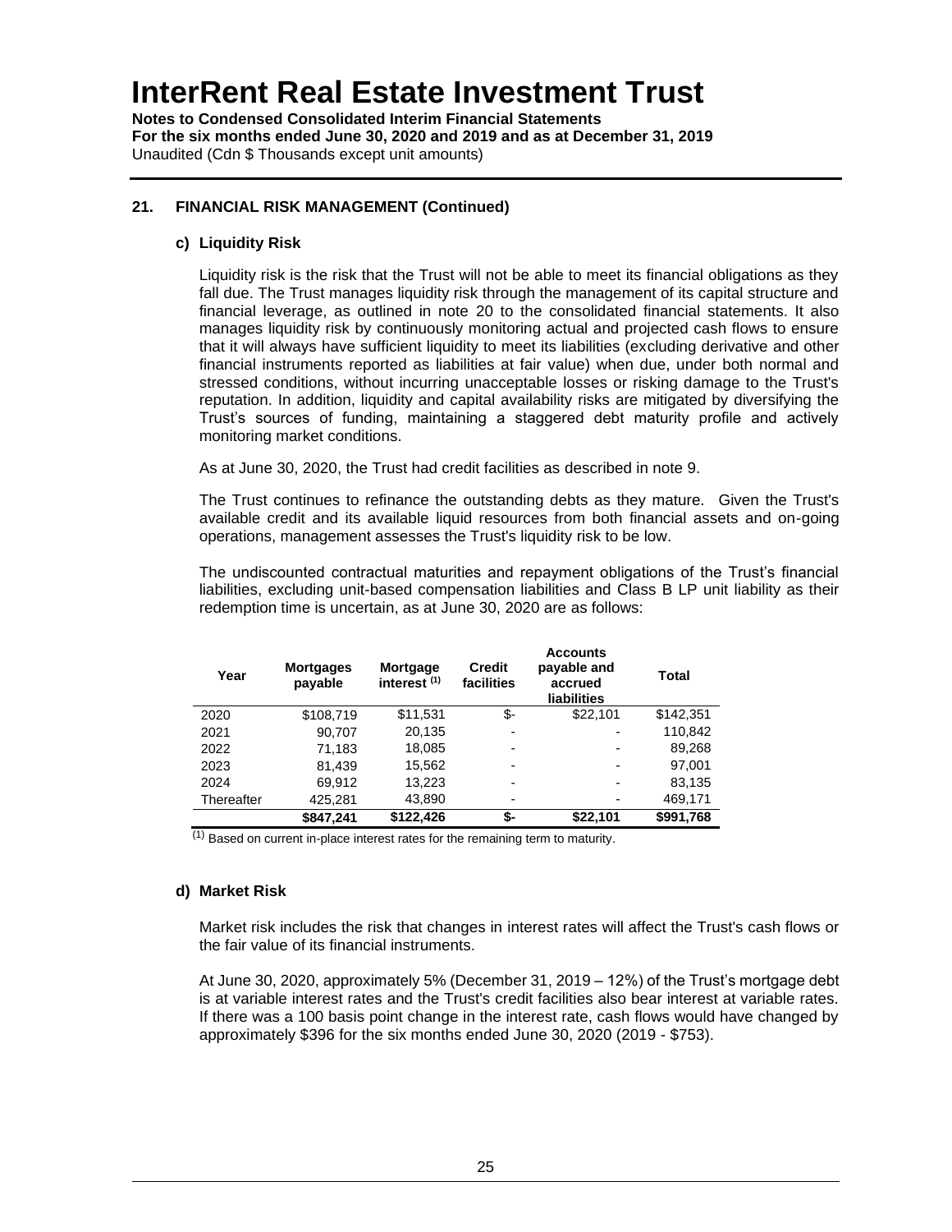# InterRent Real Estate Investment Trust

**Notes to Condensed Consolidated Interim Financial Statements**
**For the six months ended June 30, 2020 and 2019 and as at December 31, 2019**
Unaudited (Cdn $ Thousands except unit amounts)

## 21. FINANCIAL RISK MANAGEMENT (Continued)

### c) Liquidity Risk

Liquidity risk is the risk that the Trust will not be able to meet its financial obligations as they fall due. The Trust manages liquidity risk through the management of its capital structure and financial leverage, as outlined in note 20 to the consolidated financial statements. It also manages liquidity risk by continuously monitoring actual and projected cash flows to ensure that it will always have sufficient liquidity to meet its liabilities (excluding derivative and other financial instruments reported as liabilities at fair value) when due, under both normal and stressed conditions, without incurring unacceptable losses or risking damage to the Trust's reputation. In addition, liquidity and capital availability risks are mitigated by diversifying the Trust's sources of funding, maintaining a staggered debt maturity profile and actively monitoring market conditions.

As at June 30, 2020, the Trust had credit facilities as described in note 9.

The Trust continues to refinance the outstanding debts as they mature. Given the Trust's available credit and its available liquid resources from both financial assets and on-going operations, management assesses the Trust's liquidity risk to be low.

The undiscounted contractual maturities and repayment obligations of the Trust's financial liabilities, excluding unit-based compensation liabilities and Class B LP unit liability as their redemption time is uncertain, as at June 30, 2020 are as follows:

| Year | Mortgages payable | Mortgage interest (1) | Credit facilities | Accounts payable and accrued liabilities | Total |
|---|---|---|---|---|---|
| 2020 | $108,719 | $11,531 | $- | $22,101 | $142,351 |
| 2021 | 90,707 | 20,135 | - | - | 110,842 |
| 2022 | 71,183 | 18,085 | - | - | 89,268 |
| 2023 | 81,439 | 15,562 | - | - | 97,001 |
| 2024 | 69,912 | 13,223 | - | - | 83,135 |
| Thereafter | 425,281 | 43,890 | - | - | 469,171 |
| | **$847,241** | **$122,426** | **$-** | **$22,101** | **$991,768** |

(1) Based on current in-place interest rates for the remaining term to maturity.

### d) Market Risk

Market risk includes the risk that changes in interest rates will affect the Trust's cash flows or the fair value of its financial instruments.

At June 30, 2020, approximately 5% (December 31, 2019 – 12%) of the Trust's mortgage debt is at variable interest rates and the Trust's credit facilities also bear interest at variable rates. If there was a 100 basis point change in the interest rate, cash flows would have changed by approximately $396 for the six months ended June 30, 2020 (2019 - $753).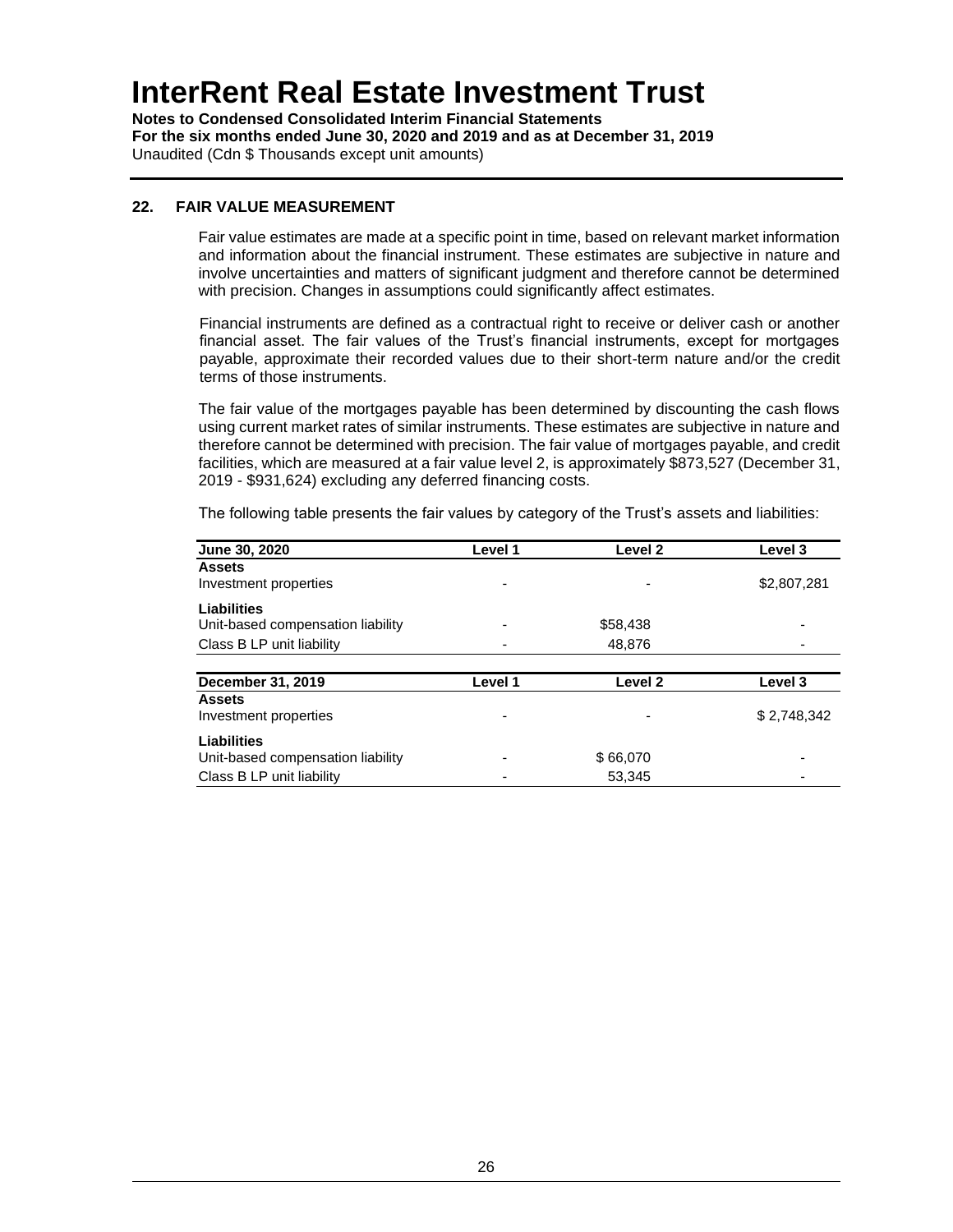## 22. FAIR VALUE MEASUREMENT

Fair value estimates are made at a specific point in time, based on relevant market information and information about the financial instrument. These estimates are subjective in nature and involve uncertainties and matters of significant judgment and therefore cannot be determined with precision. Changes in assumptions could significantly affect estimates.

Financial instruments are defined as a contractual right to receive or deliver cash or another financial asset. The fair values of the Trust's financial instruments, except for mortgages payable, approximate their recorded values due to their short-term nature and/or the credit terms of those instruments.

The fair value of the mortgages payable has been determined by discounting the cash flows using current market rates of similar instruments. These estimates are subjective in nature and therefore cannot be determined with precision. The fair value of mortgages payable, and credit facilities, which are measured at a fair value level 2, is approximately $873,527 (December 31, 2019 - $931,624) excluding any deferred financing costs.

The following table presents the fair values by category of the Trust's assets and liabilities:

| June 30, 2020 | Level 1 | Level 2 | Level 3 |
|---|---|---|---|
| **Assets** | | | |
| Investment properties | - | - | $2,807,281 |
| **Liabilities** | | | |
| Unit-based compensation liability | - | $58,438 | - |
| Class B LP unit liability | - | 48,876 | - |

| December 31, 2019 | Level 1 | Level 2 | Level 3 |
|---|---|---|---|
| **Assets** | | | |
| Investment properties | - | - | $ 2,748,342 |
| **Liabilities** | | | |
| Unit-based compensation liability | - | $ 66,070 | - |
| Class B LP unit liability | - | 53,345 | - |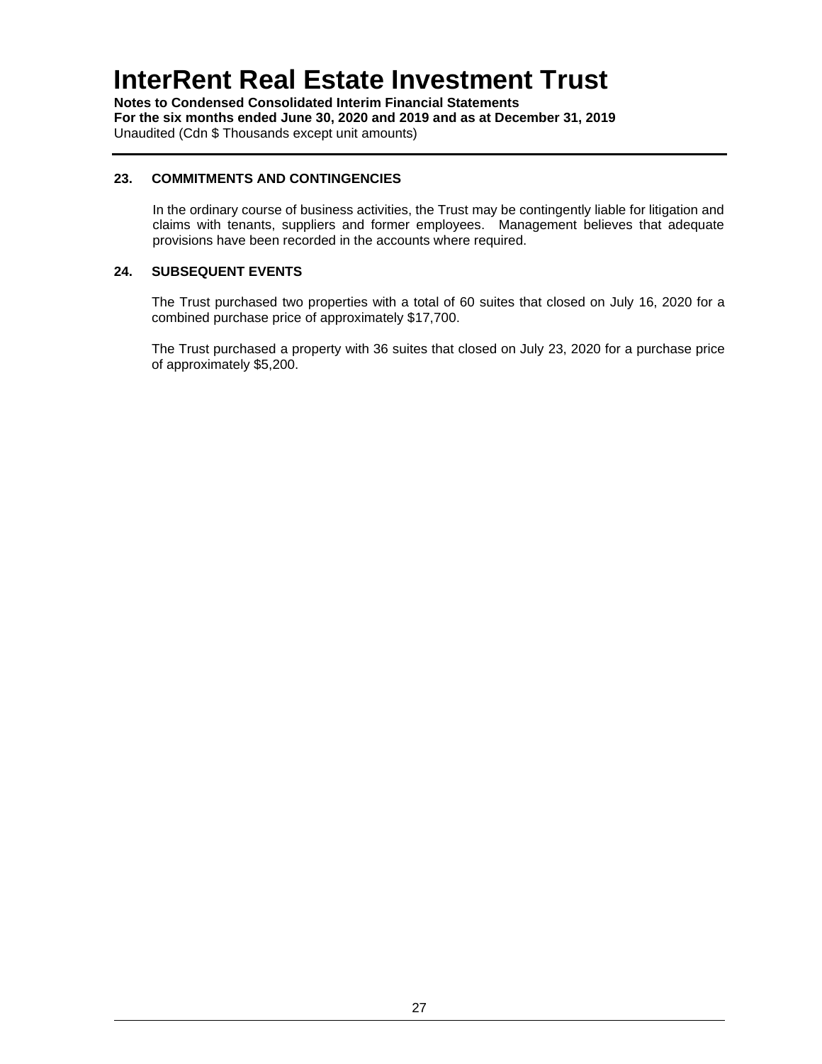# InterRent Real Estate Investment Trust

**Notes to Condensed Consolidated Interim Financial Statements**
**For the six months ended June 30, 2020 and 2019 and as at December 31, 2019**
Unaudited (Cdn $ Thousands except unit amounts)

## 23. COMMITMENTS AND CONTINGENCIES

In the ordinary course of business activities, the Trust may be contingently liable for litigation and claims with tenants, suppliers and former employees. Management believes that adequate provisions have been recorded in the accounts where required.

## 24. SUBSEQUENT EVENTS

The Trust purchased two properties with a total of 60 suites that closed on July 16, 2020 for a combined purchase price of approximately $17,700.

The Trust purchased a property with 36 suites that closed on July 23, 2020 for a purchase price of approximately $5,200.